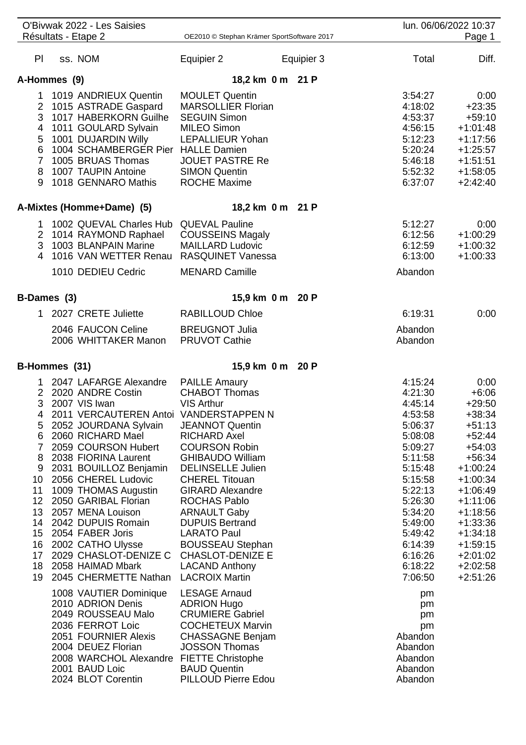# O'Bivwak 2022 - Les Saisies

Résultats - Etape 2 — OE2010 © Stephan Krämer SportSoftware 2017 — lun. 06/06/2022 10:37

| Pl | ss. NOM | Equipier 2 | Equipier 3 | Total | Diff. |
|---|---|---|---|---|---|
| **A-Hommes (9)** | | **18,2 km 0 m 21 P** | | | |
| 1 | 1019 ANDRIEUX Quentin | MOULET Quentin | | 3:54:27 | 0:00 |
| 2 | 1015 ASTRADE Gaspard | MARSOLLIER Florian | | 4:18:02 | +23:35 |
| 3 | 1017 HABERKORN Guilhe | SEGUIN Simon | | 4:53:37 | +59:10 |
| 4 | 1011 GOULARD Sylvain | MILEO Simon | | 4:56:15 | +1:01:48 |
| 5 | 1001 DUJARDIN Willy | LEPALLIEUR Yohan | | 5:12:23 | +1:17:56 |
| 6 | 1004 SCHAMBERGER Pier | HALLE Damien | | 5:20:24 | +1:25:57 |
| 7 | 1005 BRUAS Thomas | JOUET PASTRE Re | | 5:46:18 | +1:51:51 |
| 8 | 1007 TAUPIN Antoine | SIMON Quentin | | 5:52:32 | +1:58:05 |
| 9 | 1018 GENNARO Mathis | ROCHE Maxime | | 6:37:07 | +2:42:40 |
| **A-Mixtes (Homme+Dame) (5)** | | **18,2 km 0 m 21 P** | | | |
| 1 | 1002 QUEVAL Charles Hub | QUEVAL Pauline | | 5:12:27 | 0:00 |
| 2 | 1014 RAYMOND Raphael | COUSSEINS Magaly | | 6:12:56 | +1:00:29 |
| 3 | 1003 BLANPAIN Marine | MAILLARD Ludovic | | 6:12:59 | +1:00:32 |
| 4 | 1016 VAN WETTER Renau | RASQUINET Vanessa | | 6:13:00 | +1:00:33 |
| | 1010 DEDIEU Cedric | MENARD Camille | | Abandon | |
| **B-Dames (3)** | | **15,9 km 0 m 20 P** | | | |
| 1 | 2027 CRETE Juliette | RABILLOUD Chloe | | 6:19:31 | 0:00 |
| | 2046 FAUCON Celine | BREUGNOT Julia | | Abandon | |
| | 2006 WHITTAKER Manon | PRUVOT Cathie | | Abandon | |
| **B-Hommes (31)** | | **15,9 km 0 m 20 P** | | | |
| 1 | 2047 LAFARGE Alexandre | PAILLE Amaury | | 4:15:24 | 0:00 |
| 2 | 2020 ANDRE Costin | CHABOT Thomas | | 4:21:30 | +6:06 |
| 3 | 2007 VIS Iwan | VIS Arthur | | 4:45:14 | +29:50 |
| 4 | 2011 VERCAUTEREN Antoi | VANDERSTAPPEN N | | 4:53:58 | +38:34 |
| 5 | 2052 JOURDANA Sylvain | JEANNOT Quentin | | 5:06:37 | +51:13 |
| 6 | 2060 RICHARD Mael | RICHARD Axel | | 5:08:08 | +52:44 |
| 7 | 2059 COURSON Hubert | COURSON Robin | | 5:09:27 | +54:03 |
| 8 | 2038 FIORINA Laurent | GHIBAUDO William | | 5:11:58 | +56:34 |
| 9 | 2031 BOUILLOZ Benjamin | DELINSELLE Julien | | 5:15:48 | +1:00:24 |
| 10 | 2056 CHEREL Ludovic | CHEREL Titouan | | 5:15:58 | +1:00:34 |
| 11 | 1009 THOMAS Augustin | GIRARD Alexandre | | 5:22:13 | +1:06:49 |
| 12 | 2050 GARIBAL Florian | ROCHAS Pablo | | 5:26:30 | +1:11:06 |
| 13 | 2057 MENA Louison | ARNAULT Gaby | | 5:34:20 | +1:18:56 |
| 14 | 2042 DUPUIS Romain | DUPUIS Bertrand | | 5:49:00 | +1:33:36 |
| 15 | 2054 FABER Joris | LARATO Paul | | 5:49:42 | +1:34:18 |
| 16 | 2002 CATHO Ulysse | BOUSSEAU Stephan | | 6:14:39 | +1:59:15 |
| 17 | 2029 CHASLOT-DENIZE C | CHASLOT-DENIZE E | | 6:16:26 | +2:01:02 |
| 18 | 2058 HAIMAD Mbark | LACAND Anthony | | 6:18:22 | +2:02:58 |
| 19 | 2045 CHERMETTE Nathan | LACROIX Martin | | 7:06:50 | +2:51:26 |
| | 1008 VAUTIER Dominique | LESAGE Arnaud | | pm | |
| | 2010 ADRION Denis | ADRION Hugo | | pm | |
| | 2049 ROUSSEAU Malo | CRUMIERE Gabriel | | pm | |
| | 2036 FERROT Loic | COCHETEUX Marvin | | pm | |
| | 2051 FOURNIER Alexis | CHASSAGNE Benjam | | Abandon | |
| | 2004 DEUEZ Florian | JOSSON Thomas | | Abandon | |
| | 2008 WARCHOL Alexandre | FIETTE Christophe | | Abandon | |
| | 2001 BAUD Loic | BAUD Quentin | | Abandon | |
| | 2024 BLOT Corentin | PILLOUD Pierre Edou | | Abandon | |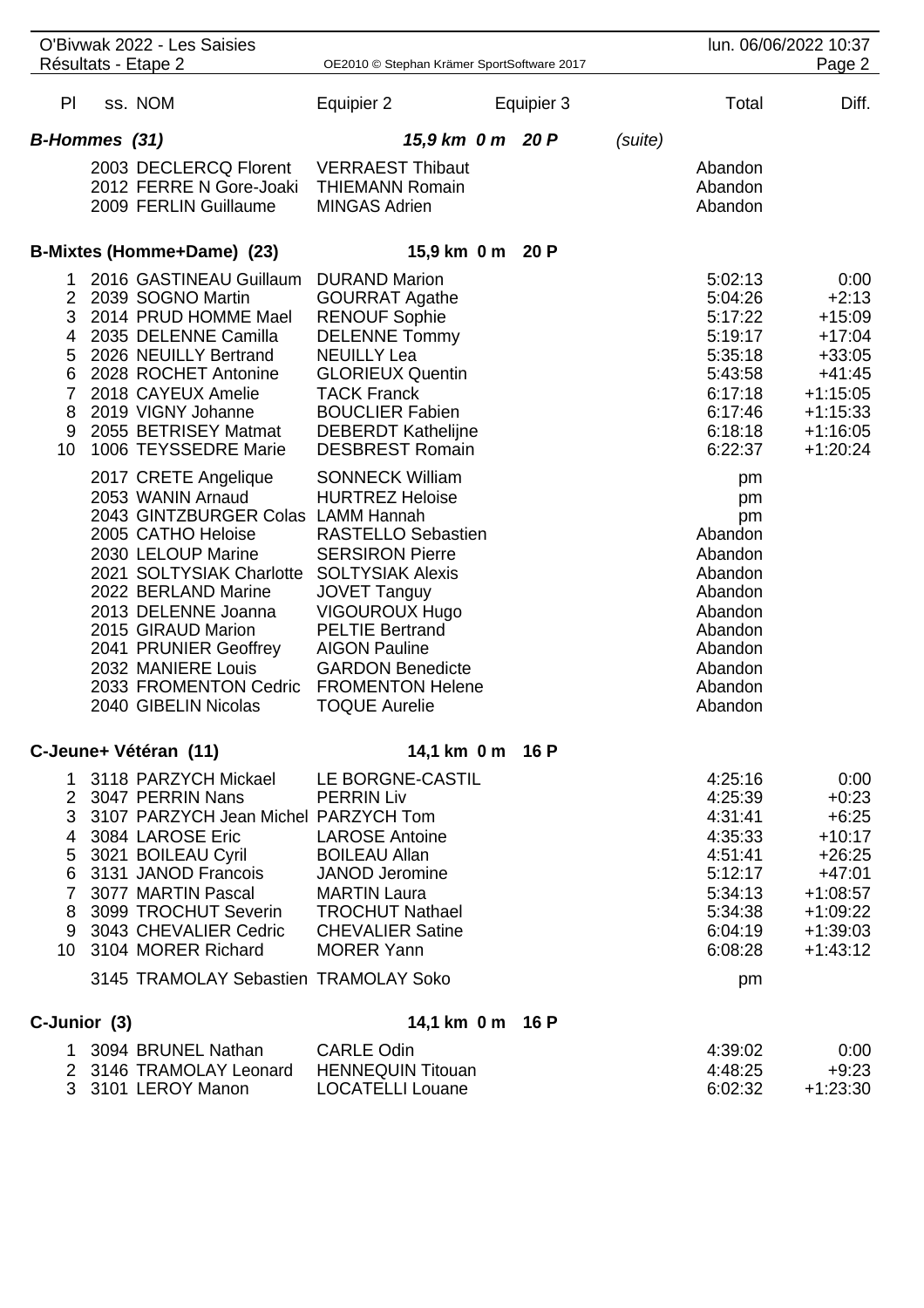| Pl | ss. NOM | Equipier 2 | Equipier 3 | Total | Diff. |
|---|---|---|---|---|---|
| ***B-Hommes (31)*** | | ***15,9 km 0 m 20 P*** | ***(suite)*** | | |
| | 2003 DECLERCQ Florent | VERRAEST Thibaut | | Abandon | |
| | 2012 FERRE N Gore-Joaki | THIEMANN Romain | | Abandon | |
| | 2009 FERLIN Guillaume | MINGAS Adrien | | Abandon | |
| **B-Mixtes (Homme+Dame) (23)** | | **15,9 km 0 m 20 P** | | | |
| 1 | 2016 GASTINEAU Guillaum | DURAND Marion | | 5:02:13 | 0:00 |
| 2 | 2039 SOGNO Martin | GOURRAT Agathe | | 5:04:26 | +2:13 |
| 3 | 2014 PRUD HOMME Mael | RENOUF Sophie | | 5:17:22 | +15:09 |
| 4 | 2035 DELENNE Camilla | DELENNE Tommy | | 5:19:17 | +17:04 |
| 5 | 2026 NEUILLY Bertrand | NEUILLY Lea | | 5:35:18 | +33:05 |
| 6 | 2028 ROCHET Antonine | GLORIEUX Quentin | | 5:43:58 | +41:45 |
| 7 | 2018 CAYEUX Amelie | TACK Franck | | 6:17:18 | +1:15:05 |
| 8 | 2019 VIGNY Johanne | BOUCLIER Fabien | | 6:17:46 | +1:15:33 |
| 9 | 2055 BETRISEY Matmat | DEBERDT Kathelijne | | 6:18:18 | +1:16:05 |
| 10 | 1006 TEYSSEDRE Marie | DESBREST Romain | | 6:22:37 | +1:20:24 |
| | 2017 CRETE Angelique | SONNECK William | | pm | |
| | 2053 WANIN Arnaud | HURTREZ Heloise | | pm | |
| | 2043 GINTZBURGER Colas | LAMM Hannah | | pm | |
| | 2005 CATHO Heloise | RASTELLO Sebastien | | Abandon | |
| | 2030 LELOUP Marine | SERSIRON Pierre | | Abandon | |
| | 2021 SOLTYSIAK Charlotte | SOLTYSIAK Alexis | | Abandon | |
| | 2022 BERLAND Marine | JOVET Tanguy | | Abandon | |
| | 2013 DELENNE Joanna | VIGOUROUX Hugo | | Abandon | |
| | 2015 GIRAUD Marion | PELTIE Bertrand | | Abandon | |
| | 2041 PRUNIER Geoffrey | AIGON Pauline | | Abandon | |
| | 2032 MANIERE Louis | GARDON Benedicte | | Abandon | |
| | 2033 FROMENTON Cedric | FROMENTON Helene | | Abandon | |
| | 2040 GIBELIN Nicolas | TOQUE Aurelie | | Abandon | |
| **C-Jeune+ Vétéran (11)** | | **14,1 km 0 m 16 P** | | | |
| 1 | 3118 PARZYCH Mickael | LE BORGNE-CASTIL | | 4:25:16 | 0:00 |
| 2 | 3047 PERRIN Nans | PERRIN Liv | | 4:25:39 | +0:23 |
| 3 | 3107 PARZYCH Jean Michel | PARZYCH Tom | | 4:31:41 | +6:25 |
| 4 | 3084 LAROSE Eric | LAROSE Antoine | | 4:35:33 | +10:17 |
| 5 | 3021 BOILEAU Cyril | BOILEAU Allan | | 4:51:41 | +26:25 |
| 6 | 3131 JANOD Francois | JANOD Jeromine | | 5:12:17 | +47:01 |
| 7 | 3077 MARTIN Pascal | MARTIN Laura | | 5:34:13 | +1:08:57 |
| 8 | 3099 TROCHUT Severin | TROCHUT Nathael | | 5:34:38 | +1:09:22 |
| 9 | 3043 CHEVALIER Cedric | CHEVALIER Satine | | 6:04:19 | +1:39:03 |
| 10 | 3104 MORER Richard | MORER Yann | | 6:08:28 | +1:43:12 |
| | 3145 TRAMOLAY Sebastien | TRAMOLAY Soko | | pm | |
| **C-Junior (3)** | | **14,1 km 0 m 16 P** | | | |
| 1 | 3094 BRUNEL Nathan | CARLE Odin | | 4:39:02 | 0:00 |
| 2 | 3146 TRAMOLAY Leonard | HENNEQUIN Titouan | | 4:48:25 | +9:23 |
| 3 | 3101 LEROY Manon | LOCATELLI Louane | | 6:02:32 | +1:23:30 |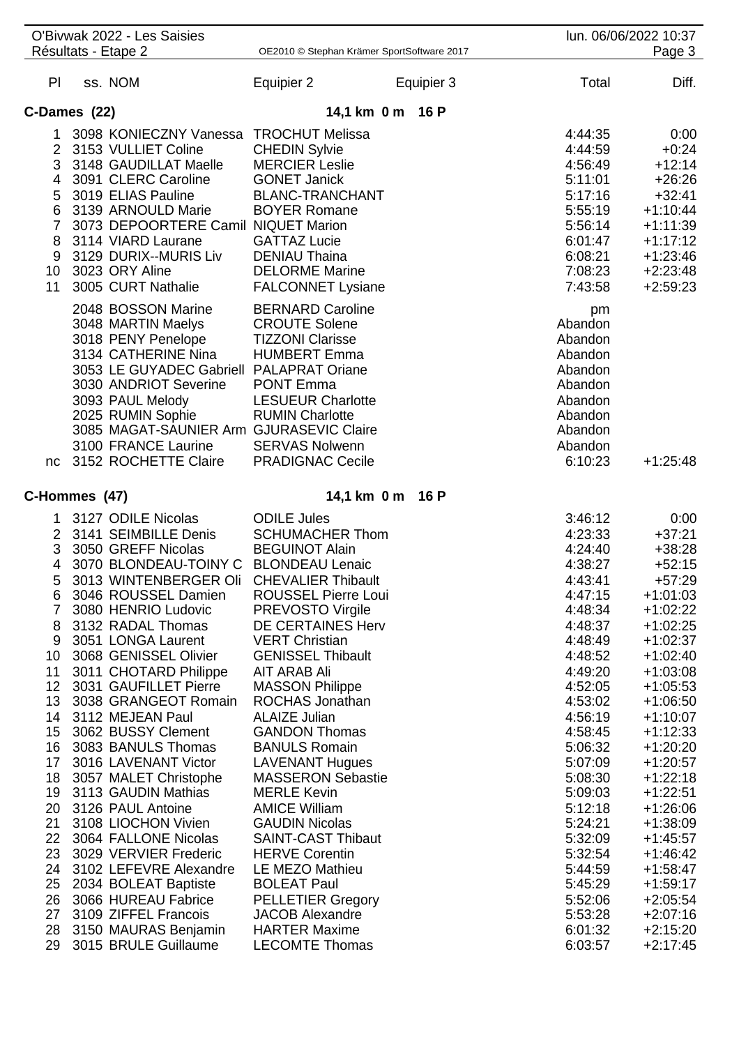O'Bivwak 2022 - Les Saisies
Résultats - Etape 2

## C-Dames (22)

14,1 km 0 m 16 P

| Pl | ss. NOM | Equipier 2 | Equipier 3 | Total | Diff. |
|---|---|---|---|---|---|
| 1 | 3098 KONIECZNY Vanessa | TROCHUT Melissa | | 4:44:35 | 0:00 |
| 2 | 3153 VULLIET Coline | CHEDIN Sylvie | | 4:44:59 | +0:24 |
| 3 | 3148 GAUDILLAT Maelle | MERCIER Leslie | | 4:56:49 | +12:14 |
| 4 | 3091 CLERC Caroline | GONET Janick | | 5:11:01 | +26:26 |
| 5 | 3019 ELIAS Pauline | BLANC-TRANCHANT | | 5:17:16 | +32:41 |
| 6 | 3139 ARNOULD Marie | BOYER Romane | | 5:55:19 | +1:10:44 |
| 7 | 3073 DEPOORTERE Camil | NIQUET Marion | | 5:56:14 | +1:11:39 |
| 8 | 3114 VIARD Laurane | GATTAZ Lucie | | 6:01:47 | +1:17:12 |
| 9 | 3129 DURIX--MURIS Liv | DENIAU Thaina | | 6:08:21 | +1:23:46 |
| 10 | 3023 ORY Aline | DELORME Marine | | 7:08:23 | +2:23:48 |
| 11 | 3005 CURT Nathalie | FALCONNET Lysiane | | 7:43:58 | +2:59:23 |
| | 2048 BOSSON Marine | BERNARD Caroline | | pm | |
| | 3048 MARTIN Maelys | CROUTE Solene | | Abandon | |
| | 3018 PENY Penelope | TIZZONI Clarisse | | Abandon | |
| | 3134 CATHERINE Nina | HUMBERT Emma | | Abandon | |
| | 3053 LE GUYADEC Gabriell | PALAPRAT Oriane | | Abandon | |
| | 3030 ANDRIOT Severine | PONT Emma | | Abandon | |
| | 3093 PAUL Melody | LESUEUR Charlotte | | Abandon | |
| | 2025 RUMIN Sophie | RUMIN Charlotte | | Abandon | |
| | 3085 MAGAT-SAUNIER Arm | GJURASEVIC Claire | | Abandon | |
| | 3100 FRANCE Laurine | SERVAS Nolwenn | | Abandon | |
| nc | 3152 ROCHETTE Claire | PRADIGNAC Cecile | | 6:10:23 | +1:25:48 |

## C-Hommes (47)

14,1 km 0 m 16 P

| Pl | ss. NOM | Equipier 2 | Equipier 3 | Total | Diff. |
|---|---|---|---|---|---|
| 1 | 3127 ODILE Nicolas | ODILE Jules | | 3:46:12 | 0:00 |
| 2 | 3141 SEIMBILLE Denis | SCHUMACHER Thom | | 4:23:33 | +37:21 |
| 3 | 3050 GREFF Nicolas | BEGUINOT Alain | | 4:24:40 | +38:28 |
| 4 | 3070 BLONDEAU-TOINY C | BLONDEAU Lenaic | | 4:38:27 | +52:15 |
| 5 | 3013 WINTENBERGER Oli | CHEVALIER Thibault | | 4:43:41 | +57:29 |
| 6 | 3046 ROUSSEL Damien | ROUSSEL Pierre Loui | | 4:47:15 | +1:01:03 |
| 7 | 3080 HENRIO Ludovic | PREVOSTO Virgile | | 4:48:34 | +1:02:22 |
| 8 | 3132 RADAL Thomas | DE CERTAINES Herv | | 4:48:37 | +1:02:25 |
| 9 | 3051 LONGA Laurent | VERT Christian | | 4:48:49 | +1:02:37 |
| 10 | 3068 GENISSEL Olivier | GENISSEL Thibault | | 4:48:52 | +1:02:40 |
| 11 | 3011 CHOTARD Philippe | AIT ARAB Ali | | 4:49:20 | +1:03:08 |
| 12 | 3031 GAUFILLET Pierre | MASSON Philippe | | 4:52:05 | +1:05:53 |
| 13 | 3038 GRANGEOT Romain | ROCHAS Jonathan | | 4:53:02 | +1:06:50 |
| 14 | 3112 MEJEAN Paul | ALAIZE Julian | | 4:56:19 | +1:10:07 |
| 15 | 3062 BUSSY Clement | GANDON Thomas | | 4:58:45 | +1:12:33 |
| 16 | 3083 BANULS Thomas | BANULS Romain | | 5:06:32 | +1:20:20 |
| 17 | 3016 LAVENANT Victor | LAVENANT Hugues | | 5:07:09 | +1:20:57 |
| 18 | 3057 MALET Christophe | MASSERON Sebastie | | 5:08:30 | +1:22:18 |
| 19 | 3113 GAUDIN Mathias | MERLE Kevin | | 5:09:03 | +1:22:51 |
| 20 | 3126 PAUL Antoine | AMICE William | | 5:12:18 | +1:26:06 |
| 21 | 3108 LIOCHON Vivien | GAUDIN Nicolas | | 5:24:21 | +1:38:09 |
| 22 | 3064 FALLONE Nicolas | SAINT-CAST Thibaut | | 5:32:09 | +1:45:57 |
| 23 | 3029 VERVIER Frederic | HERVE Corentin | | 5:32:54 | +1:46:42 |
| 24 | 3102 LEFEVRE Alexandre | LE MEZO Mathieu | | 5:44:59 | +1:58:47 |
| 25 | 2034 BOLEAT Baptiste | BOLEAT Paul | | 5:45:29 | +1:59:17 |
| 26 | 3066 HUREAU Fabrice | PELLETIER Gregory | | 5:52:06 | +2:05:54 |
| 27 | 3109 ZIFFEL Francois | JACOB Alexandre | | 5:53:28 | +2:07:16 |
| 28 | 3150 MAURAS Benjamin | HARTER Maxime | | 6:01:32 | +2:15:20 |
| 29 | 3015 BRULE Guillaume | LECOMTE Thomas | | 6:03:57 | +2:17:45 |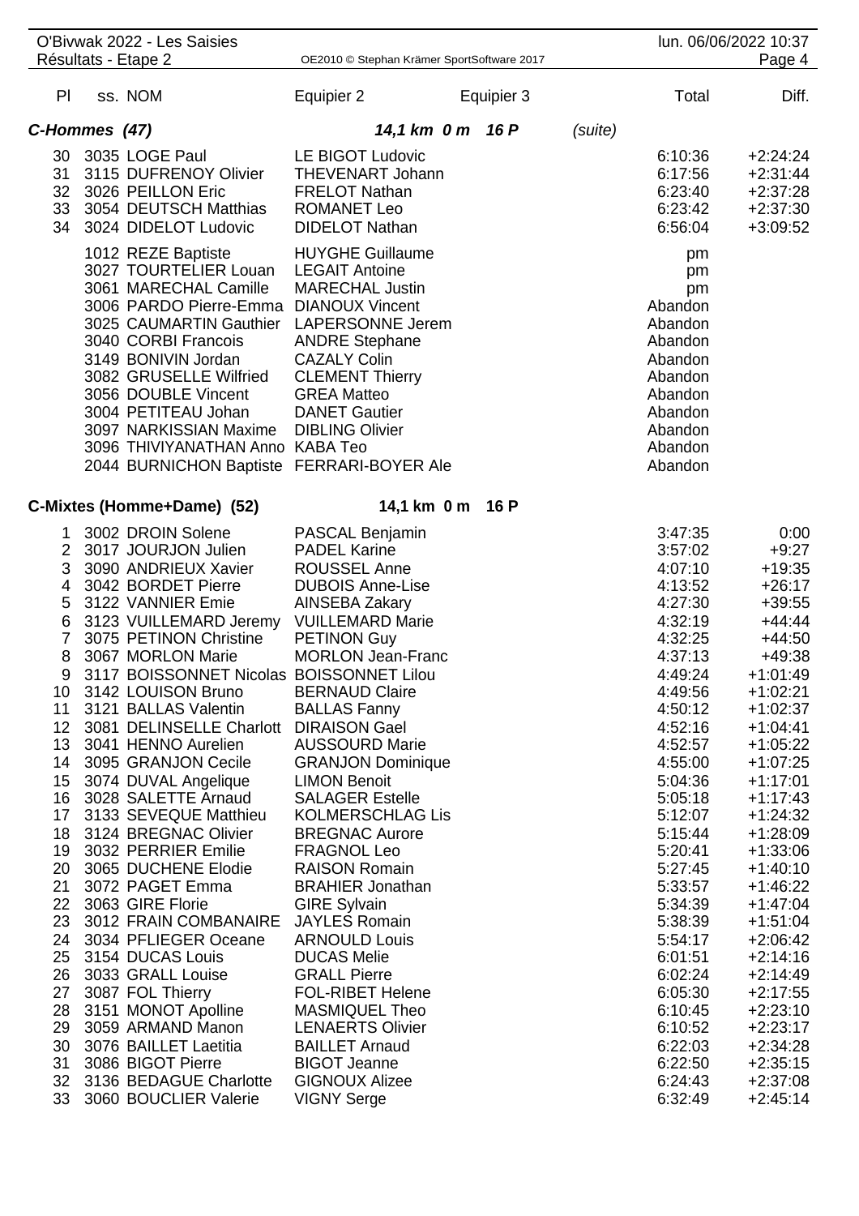| Pl | ss. NOM | Equipier 2 | Equipier 3 | Total | Diff. |
|---|---|---|---|---|---|
| **C-Hommes (47)** | | **14,1 km 0 m 16 P** | *(suite)* | | |
| 30 | 3035 LOGE Paul | LE BIGOT Ludovic | | 6:10:36 | +2:24:24 |
| 31 | 3115 DUFRENOY Olivier | THEVENART Johann | | 6:17:56 | +2:31:44 |
| 32 | 3026 PEILLON Eric | FRELOT Nathan | | 6:23:40 | +2:37:28 |
| 33 | 3054 DEUTSCH Matthias | ROMANET Leo | | 6:23:42 | +2:37:30 |
| 34 | 3024 DIDELOT Ludovic | DIDELOT Nathan | | 6:56:04 | +3:09:52 |
| | 1012 REZE Baptiste | HUYGHE Guillaume | | pm | |
| | 3027 TOURTELIER Louan | LEGAIT Antoine | | pm | |
| | 3061 MARECHAL Camille | MARECHAL Justin | | pm | |
| | 3006 PARDO Pierre-Emma | DIANOUX Vincent | | Abandon | |
| | 3025 CAUMARTIN Gauthier | LAPERSONNE Jerem | | Abandon | |
| | 3040 CORBI Francois | ANDRE Stephane | | Abandon | |
| | 3149 BONIVIN Jordan | CAZALY Colin | | Abandon | |
| | 3082 GRUSELLE Wilfried | CLEMENT Thierry | | Abandon | |
| | 3056 DOUBLE Vincent | GREA Matteo | | Abandon | |
| | 3004 PETITEAU Johan | DANET Gautier | | Abandon | |
| | 3097 NARKISSIAN Maxime | DIBLING Olivier | | Abandon | |
| | 3096 THIVIYANATHAN Anno | KABA Teo | | Abandon | |
| | 2044 BURNICHON Baptiste | FERRARI-BOYER Ale | | Abandon | |
| **C-Mixtes (Homme+Dame) (52)** | | **14,1 km 0 m 16 P** | | | |
| 1 | 3002 DROIN Solene | PASCAL Benjamin | | 3:47:35 | 0:00 |
| 2 | 3017 JOURJON Julien | PADEL Karine | | 3:57:02 | +9:27 |
| 3 | 3090 ANDRIEUX Xavier | ROUSSEL Anne | | 4:07:10 | +19:35 |
| 4 | 3042 BORDET Pierre | DUBOIS Anne-Lise | | 4:13:52 | +26:17 |
| 5 | 3122 VANNIER Emie | AINSEBA Zakary | | 4:27:30 | +39:55 |
| 6 | 3123 VUILLEMARD Jeremy | VUILLEMARD Marie | | 4:32:19 | +44:44 |
| 7 | 3075 PETINON Christine | PETINON Guy | | 4:32:25 | +44:50 |
| 8 | 3067 MORLON Marie | MORLON Jean-Franc | | 4:37:13 | +49:38 |
| 9 | 3117 BOISSONNET Nicolas | BOISSONNET Lilou | | 4:49:24 | +1:01:49 |
| 10 | 3142 LOUISON Bruno | BERNAUD Claire | | 4:49:56 | +1:02:21 |
| 11 | 3121 BALLAS Valentin | BALLAS Fanny | | 4:50:12 | +1:02:37 |
| 12 | 3081 DELINSELLE Charlott | DIRAISON Gael | | 4:52:16 | +1:04:41 |
| 13 | 3041 HENNO Aurelien | AUSSOURD Marie | | 4:52:57 | +1:05:22 |
| 14 | 3095 GRANJON Cecile | GRANJON Dominique | | 4:55:00 | +1:07:25 |
| 15 | 3074 DUVAL Angelique | LIMON Benoit | | 5:04:36 | +1:17:01 |
| 16 | 3028 SALETTE Arnaud | SALAGER Estelle | | 5:05:18 | +1:17:43 |
| 17 | 3133 SEVEQUE Matthieu | KOLMERSCHLAG Lis | | 5:12:07 | +1:24:32 |
| 18 | 3124 BREGNAC Olivier | BREGNAC Aurore | | 5:15:44 | +1:28:09 |
| 19 | 3032 PERRIER Emilie | FRAGNOL Leo | | 5:20:41 | +1:33:06 |
| 20 | 3065 DUCHENE Elodie | RAISON Romain | | 5:27:45 | +1:40:10 |
| 21 | 3072 PAGET Emma | BRAHIER Jonathan | | 5:33:57 | +1:46:22 |
| 22 | 3063 GIRE Florie | GIRE Sylvain | | 5:34:39 | +1:47:04 |
| 23 | 3012 FRAIN COMBANAIRE | JAYLES Romain | | 5:38:39 | +1:51:04 |
| 24 | 3034 PFLIEGER Oceane | ARNOULD Louis | | 5:54:17 | +2:06:42 |
| 25 | 3154 DUCAS Louis | DUCAS Melie | | 6:01:51 | +2:14:16 |
| 26 | 3033 GRALL Louise | GRALL Pierre | | 6:02:24 | +2:14:49 |
| 27 | 3087 FOL Thierry | FOL-RIBET Helene | | 6:05:30 | +2:17:55 |
| 28 | 3151 MONOT Apolline | MASMIQUEL Theo | | 6:10:45 | +2:23:10 |
| 29 | 3059 ARMAND Manon | LENAERTS Olivier | | 6:10:52 | +2:23:17 |
| 30 | 3076 BAILLET Laetitia | BAILLET Arnaud | | 6:22:03 | +2:34:28 |
| 31 | 3086 BIGOT Pierre | BIGOT Jeanne | | 6:22:50 | +2:35:15 |
| 32 | 3136 BEDAGUE Charlotte | GIGNOUX Alizee | | 6:24:43 | +2:37:08 |
| 33 | 3060 BOUCLIER Valerie | VIGNY Serge | | 6:32:49 | +2:45:14 |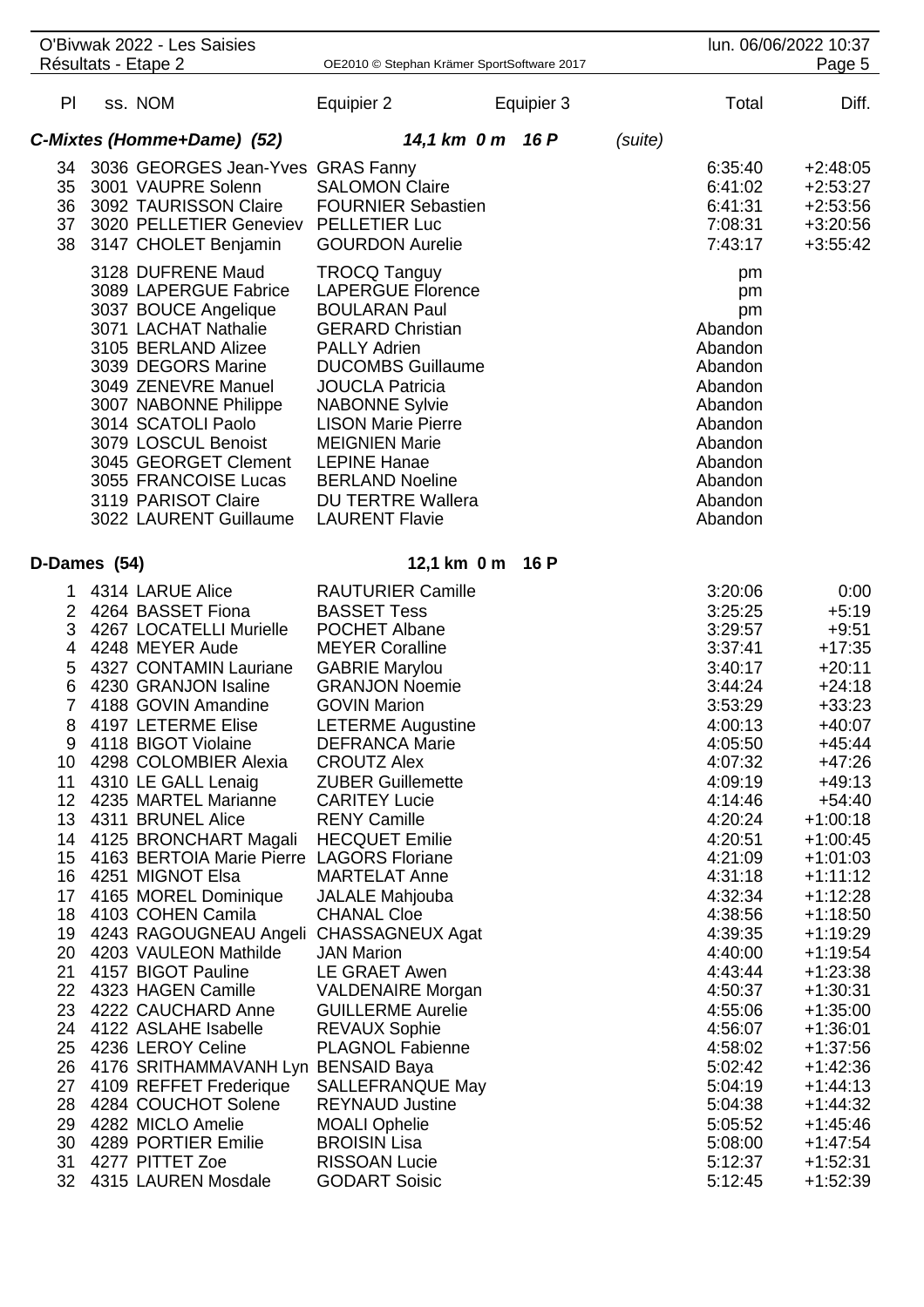| Pl | ss. NOM | Equipier 2 | Equipier 3 | Total | Diff. |
|---|---|---|---|---|---|
| ***C-Mixtes (Homme+Dame) (52)*** | | ***14,1 km 0 m 16 P*** | *(suite)* | | |
| 34 | 3036 GEORGES Jean-Yves | GRAS Fanny | | 6:35:40 | +2:48:05 |
| 35 | 3001 VAUPRE Solenn | SALOMON Claire | | 6:41:02 | +2:53:27 |
| 36 | 3092 TAURISSON Claire | FOURNIER Sebastien | | 6:41:31 | +2:53:56 |
| 37 | 3020 PELLETIER Geneviev | PELLETIER Luc | | 7:08:31 | +3:20:56 |
| 38 | 3147 CHOLET Benjamin | GOURDON Aurelie | | 7:43:17 | +3:55:42 |
| | 3128 DUFRENE Maud | TROCQ Tanguy | | pm | |
| | 3089 LAPERGUE Fabrice | LAPERGUE Florence | | pm | |
| | 3037 BOUCE Angelique | BOULARAN Paul | | pm | |
| | 3071 LACHAT Nathalie | GERARD Christian | | Abandon | |
| | 3105 BERLAND Alizee | PALLY Adrien | | Abandon | |
| | 3039 DEGORS Marine | DUCOMBS Guillaume | | Abandon | |
| | 3049 ZENEVRE Manuel | JOUCLA Patricia | | Abandon | |
| | 3007 NABONNE Philippe | NABONNE Sylvie | | Abandon | |
| | 3014 SCATOLI Paolo | LISON Marie Pierre | | Abandon | |
| | 3079 LOSCUL Benoist | MEIGNIEN Marie | | Abandon | |
| | 3045 GEORGET Clement | LEPINE Hanae | | Abandon | |
| | 3055 FRANCOISE Lucas | BERLAND Noeline | | Abandon | |
| | 3119 PARISOT Claire | DU TERTRE Wallera | | Abandon | |
| | 3022 LAURENT Guillaume | LAURENT Flavie | | Abandon | |
| **D-Dames (54)** | | **12,1 km 0 m 16 P** | | | |
| 1 | 4314 LARUE Alice | RAUTURIER Camille | | 3:20:06 | 0:00 |
| 2 | 4264 BASSET Fiona | BASSET Tess | | 3:25:25 | +5:19 |
| 3 | 4267 LOCATELLI Murielle | POCHET Albane | | 3:29:57 | +9:51 |
| 4 | 4248 MEYER Aude | MEYER Coralline | | 3:37:41 | +17:35 |
| 5 | 4327 CONTAMIN Lauriane | GABRIE Marylou | | 3:40:17 | +20:11 |
| 6 | 4230 GRANJON Isaline | GRANJON Noemie | | 3:44:24 | +24:18 |
| 7 | 4188 GOVIN Amandine | GOVIN Marion | | 3:53:29 | +33:23 |
| 8 | 4197 LETERME Elise | LETERME Augustine | | 4:00:13 | +40:07 |
| 9 | 4118 BIGOT Violaine | DEFRANCA Marie | | 4:05:50 | +45:44 |
| 10 | 4298 COLOMBIER Alexia | CROUTZ Alex | | 4:07:32 | +47:26 |
| 11 | 4310 LE GALL Lenaig | ZUBER Guillemette | | 4:09:19 | +49:13 |
| 12 | 4235 MARTEL Marianne | CARITEY Lucie | | 4:14:46 | +54:40 |
| 13 | 4311 BRUNEL Alice | RENY Camille | | 4:20:24 | +1:00:18 |
| 14 | 4125 BRONCHART Magali | HECQUET Emilie | | 4:20:51 | +1:00:45 |
| 15 | 4163 BERTOIA Marie Pierre | LAGORS Floriane | | 4:21:09 | +1:01:03 |
| 16 | 4251 MIGNOT Elsa | MARTELAT Anne | | 4:31:18 | +1:11:12 |
| 17 | 4165 MOREL Dominique | JALALE Mahjouba | | 4:32:34 | +1:12:28 |
| 18 | 4103 COHEN Camila | CHANAL Cloe | | 4:38:56 | +1:18:50 |
| 19 | 4243 RAGOUGNEAU Angeli | CHASSAGNEUX Agat | | 4:39:35 | +1:19:29 |
| 20 | 4203 VAULEON Mathilde | JAN Marion | | 4:40:00 | +1:19:54 |
| 21 | 4157 BIGOT Pauline | LE GRAET Awen | | 4:43:44 | +1:23:38 |
| 22 | 4323 HAGEN Camille | VALDENAIRE Morgan | | 4:50:37 | +1:30:31 |
| 23 | 4222 CAUCHARD Anne | GUILLERME Aurelie | | 4:55:06 | +1:35:00 |
| 24 | 4122 ASLAHE Isabelle | REVAUX Sophie | | 4:56:07 | +1:36:01 |
| 25 | 4236 LEROY Celine | PLAGNOL Fabienne | | 4:58:02 | +1:37:56 |
| 26 | 4176 SRITHAMMAVANH Lyn | BENSAID Baya | | 5:02:42 | +1:42:36 |
| 27 | 4109 REFFET Frederique | SALLEFRANQUE May | | 5:04:19 | +1:44:13 |
| 28 | 4284 COUCHOT Solene | REYNAUD Justine | | 5:04:38 | +1:44:32 |
| 29 | 4282 MICLO Amelie | MOALI Ophelie | | 5:05:52 | +1:45:46 |
| 30 | 4289 PORTIER Emilie | BROISIN Lisa | | 5:08:00 | +1:47:54 |
| 31 | 4277 PITTET Zoe | RISSOAN Lucie | | 5:12:37 | +1:52:31 |
| 32 | 4315 LAUREN Mosdale | GODART Soisic | | 5:12:45 | +1:52:39 |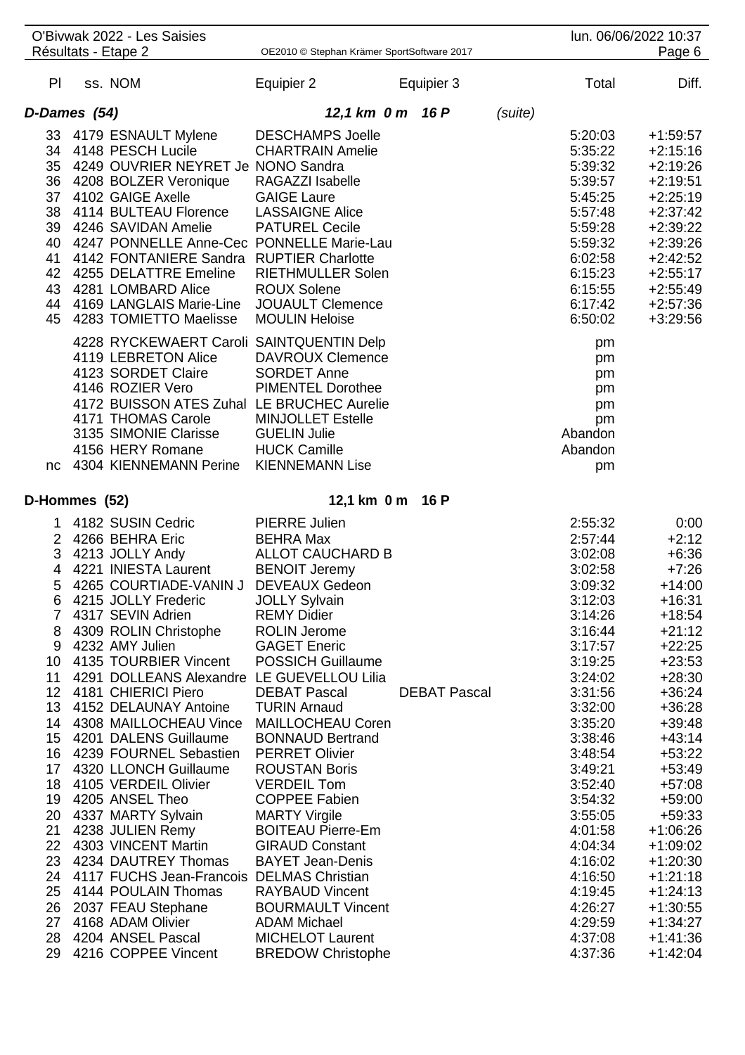O'Bivwak 2022 - Les Saisies
Résultats - Etape 2

| Pl | ss. NOM | Equipier 2 | Equipier 3 | Total | Diff. |
|---|---|---|---|---|---|
| ***D-Dames (54)*** | | ***12,1 km 0 m 16 P*** | *(suite)* | | |
| 33 | 4179 ESNAULT Mylene | DESCHAMPS Joelle | | 5:20:03 | +1:59:57 |
| 34 | 4148 PESCH Lucile | CHARTRAIN Amelie | | 5:35:22 | +2:15:16 |
| 35 | 4249 OUVRIER NEYRET Je | NONO Sandra | | 5:39:32 | +2:19:26 |
| 36 | 4208 BOLZER Veronique | RAGAZZI Isabelle | | 5:39:57 | +2:19:51 |
| 37 | 4102 GAIGE Axelle | GAIGE Laure | | 5:45:25 | +2:25:19 |
| 38 | 4114 BULTEAU Florence | LASSAIGNE Alice | | 5:57:48 | +2:37:42 |
| 39 | 4246 SAVIDAN Amelie | PATUREL Cecile | | 5:59:28 | +2:39:22 |
| 40 | 4247 PONNELLE Anne-Cec | PONNELLE Marie-Lau | | 5:59:32 | +2:39:26 |
| 41 | 4142 FONTANIERE Sandra | RUPTIER Charlotte | | 6:02:58 | +2:42:52 |
| 42 | 4255 DELATTRE Emeline | RIETHMULLER Solen | | 6:15:23 | +2:55:17 |
| 43 | 4281 LOMBARD Alice | ROUX Solene | | 6:15:55 | +2:55:49 |
| 44 | 4169 LANGLAIS Marie-Line | JOUAULT Clemence | | 6:17:42 | +2:57:36 |
| 45 | 4283 TOMIETTO Maelisse | MOULIN Heloise | | 6:50:02 | +3:29:56 |
| | 4228 RYCKEWAERT Caroli | SAINTQUENTIN Delp | | pm | |
| | 4119 LEBRETON Alice | DAVROUX Clemence | | pm | |
| | 4123 SORDET Claire | SORDET Anne | | pm | |
| | 4146 ROZIER Vero | PIMENTEL Dorothee | | pm | |
| | 4172 BUISSON ATES Zuhal | LE BRUCHEC Aurelie | | pm | |
| | 4171 THOMAS Carole | MINJOLLET Estelle | | pm | |
| | 3135 SIMONIE Clarisse | GUELIN Julie | | Abandon | |
| | 4156 HERY Romane | HUCK Camille | | Abandon | |
| nc | 4304 KIENNEMANN Perine | KIENNEMANN Lise | | pm | |
| **D-Hommes (52)** | | **12,1 km 0 m 16 P** | | | |
| 1 | 4182 SUSIN Cedric | PIERRE Julien | | 2:55:32 | 0:00 |
| 2 | 4266 BEHRA Eric | BEHRA Max | | 2:57:44 | +2:12 |
| 3 | 4213 JOLLY Andy | ALLOT CAUCHARD B | | 3:02:08 | +6:36 |
| 4 | 4221 INIESTA Laurent | BENOIT Jeremy | | 3:02:58 | +7:26 |
| 5 | 4265 COURTIADE-VANIN J | DEVEAUX Gedeon | | 3:09:32 | +14:00 |
| 6 | 4215 JOLLY Frederic | JOLLY Sylvain | | 3:12:03 | +16:31 |
| 7 | 4317 SEVIN Adrien | REMY Didier | | 3:14:26 | +18:54 |
| 8 | 4309 ROLIN Christophe | ROLIN Jerome | | 3:16:44 | +21:12 |
| 9 | 4232 AMY Julien | GAGET Eneric | | 3:17:57 | +22:25 |
| 10 | 4135 TOURBIER Vincent | POSSICH Guillaume | | 3:19:25 | +23:53 |
| 11 | 4291 DOLLEANS Alexandre | LE GUEVELLOU Lilia | | 3:24:02 | +28:30 |
| 12 | 4181 CHIERICI Piero | DEBAT Pascal | DEBAT Pascal | 3:31:56 | +36:24 |
| 13 | 4152 DELAUNAY Antoine | TURIN Arnaud | | 3:32:00 | +36:28 |
| 14 | 4308 MAILLOCHEAU Vince | MAILLOCHEAU Coren | | 3:35:20 | +39:48 |
| 15 | 4201 DALENS Guillaume | BONNAUD Bertrand | | 3:38:46 | +43:14 |
| 16 | 4239 FOURNEL Sebastien | PERRET Olivier | | 3:48:54 | +53:22 |
| 17 | 4320 LLONCH Guillaume | ROUSTAN Boris | | 3:49:21 | +53:49 |
| 18 | 4105 VERDEIL Olivier | VERDEIL Tom | | 3:52:40 | +57:08 |
| 19 | 4205 ANSEL Theo | COPPEE Fabien | | 3:54:32 | +59:00 |
| 20 | 4337 MARTY Sylvain | MARTY Virgile | | 3:55:05 | +59:33 |
| 21 | 4238 JULIEN Remy | BOITEAU Pierre-Em | | 4:01:58 | +1:06:26 |
| 22 | 4303 VINCENT Martin | GIRAUD Constant | | 4:04:34 | +1:09:02 |
| 23 | 4234 DAUTREY Thomas | BAYET Jean-Denis | | 4:16:02 | +1:20:30 |
| 24 | 4117 FUCHS Jean-Francois | DELMAS Christian | | 4:16:50 | +1:21:18 |
| 25 | 4144 POULAIN Thomas | RAYBAUD Vincent | | 4:19:45 | +1:24:13 |
| 26 | 2037 FEAU Stephane | BOURMAULT Vincent | | 4:26:27 | +1:30:55 |
| 27 | 4168 ADAM Olivier | ADAM Michael | | 4:29:59 | +1:34:27 |
| 28 | 4204 ANSEL Pascal | MICHELOT Laurent | | 4:37:08 | +1:41:36 |
| 29 | 4216 COPPEE Vincent | BREDOW Christophe | | 4:37:36 | +1:42:04 |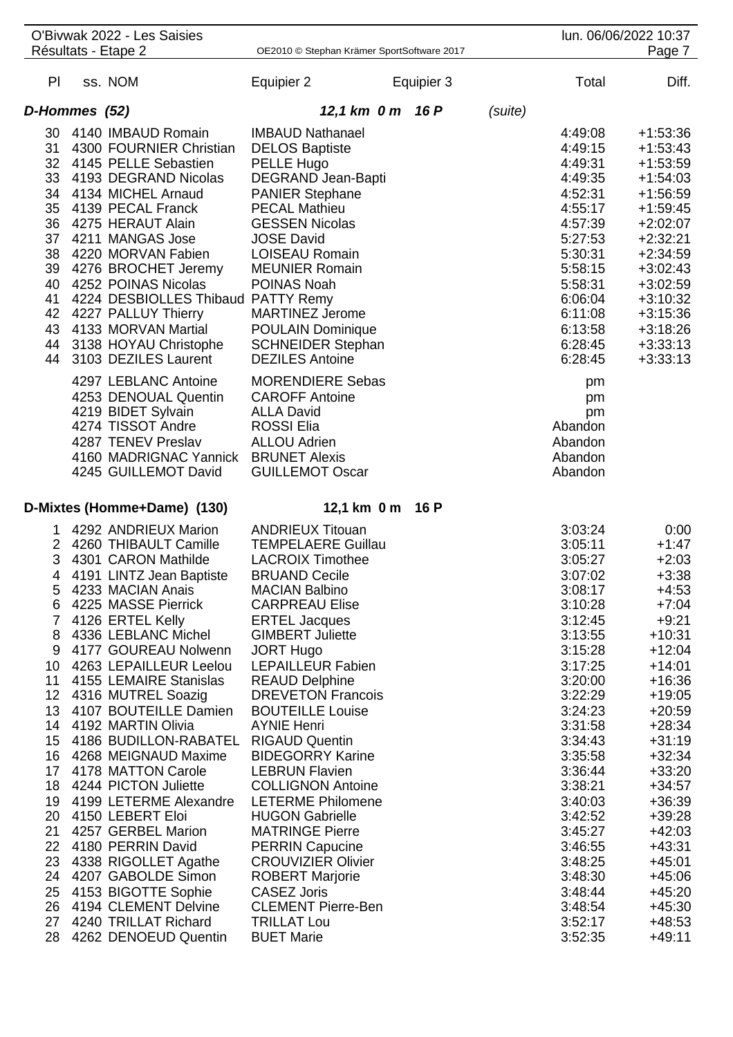| Pl | ss. NOM | Equipier 2 | Equipier 3 | Total | Diff. |
|---|---|---|---|---|---|
| ***D-Hommes (52)*** | | ***12,1 km 0 m 16 P*** | *(suite)* | | |
| 30 | 4140 IMBAUD Romain | IMBAUD Nathanael | | 4:49:08 | +1:53:36 |
| 31 | 4300 FOURNIER Christian | DELOS Baptiste | | 4:49:15 | +1:53:43 |
| 32 | 4145 PELLE Sebastien | PELLE Hugo | | 4:49:31 | +1:53:59 |
| 33 | 4193 DEGRAND Nicolas | DEGRAND Jean-Bapti | | 4:49:35 | +1:54:03 |
| 34 | 4134 MICHEL Arnaud | PANIER Stephane | | 4:52:31 | +1:56:59 |
| 35 | 4139 PECAL Franck | PECAL Mathieu | | 4:55:17 | +1:59:45 |
| 36 | 4275 HERAUT Alain | GESSEN Nicolas | | 4:57:39 | +2:02:07 |
| 37 | 4211 MANGAS Jose | JOSE David | | 5:27:53 | +2:32:21 |
| 38 | 4220 MORVAN Fabien | LOISEAU Romain | | 5:30:31 | +2:34:59 |
| 39 | 4276 BROCHET Jeremy | MEUNIER Romain | | 5:58:15 | +3:02:43 |
| 40 | 4252 POINAS Nicolas | POINAS Noah | | 5:58:31 | +3:02:59 |
| 41 | 4224 DESBIOLLES Thibaud | PATTY Remy | | 6:06:04 | +3:10:32 |
| 42 | 4227 PALLUY Thierry | MARTINEZ Jerome | | 6:11:08 | +3:15:36 |
| 43 | 4133 MORVAN Martial | POULAIN Dominique | | 6:13:58 | +3:18:26 |
| 44 | 3138 HOYAU Christophe | SCHNEIDER Stephan | | 6:28:45 | +3:33:13 |
| 44 | 3103 DEZILES Laurent | DEZILES Antoine | | 6:28:45 | +3:33:13 |
| | 4297 LEBLANC Antoine | MORENDIERE Sebas | | pm | |
| | 4253 DENOUAL Quentin | CAROFF Antoine | | pm | |
| | 4219 BIDET Sylvain | ALLA David | | pm | |
| | 4274 TISSOT Andre | ROSSI Elia | | Abandon | |
| | 4287 TENEV Preslav | ALLOU Adrien | | Abandon | |
| | 4160 MADRIGNAC Yannick | BRUNET Alexis | | Abandon | |
| | 4245 GUILLEMOT David | GUILLEMOT Oscar | | Abandon | |
| **D-Mixtes (Homme+Dame) (130)** | | **12,1 km 0 m 16 P** | | | |
| 1 | 4292 ANDRIEUX Marion | ANDRIEUX Titouan | | 3:03:24 | 0:00 |
| 2 | 4260 THIBAULT Camille | TEMPELAERE Guillau | | 3:05:11 | +1:47 |
| 3 | 4301 CARON Mathilde | LACROIX Timothee | | 3:05:27 | +2:03 |
| 4 | 4191 LINTZ Jean Baptiste | BRUAND Cecile | | 3:07:02 | +3:38 |
| 5 | 4233 MACIAN Anais | MACIAN Balbino | | 3:08:17 | +4:53 |
| 6 | 4225 MASSE Pierrick | CARPREAU Elise | | 3:10:28 | +7:04 |
| 7 | 4126 ERTEL Kelly | ERTEL Jacques | | 3:12:45 | +9:21 |
| 8 | 4336 LEBLANC Michel | GIMBERT Juliette | | 3:13:55 | +10:31 |
| 9 | 4177 GOUREAU Nolwenn | JORT Hugo | | 3:15:28 | +12:04 |
| 10 | 4263 LEPAILLEUR Leelou | LEPAILLEUR Fabien | | 3:17:25 | +14:01 |
| 11 | 4155 LEMAIRE Stanislas | REAUD Delphine | | 3:20:00 | +16:36 |
| 12 | 4316 MUTREL Soazig | DREVETON Francois | | 3:22:29 | +19:05 |
| 13 | 4107 BOUTEILLE Damien | BOUTEILLE Louise | | 3:24:23 | +20:59 |
| 14 | 4192 MARTIN Olivia | AYNIE Henri | | 3:31:58 | +28:34 |
| 15 | 4186 BUDILLON-RABATEL | RIGAUD Quentin | | 3:34:43 | +31:19 |
| 16 | 4268 MEIGNAUD Maxime | BIDEGORRY Karine | | 3:35:58 | +32:34 |
| 17 | 4178 MATTON Carole | LEBRUN Flavien | | 3:36:44 | +33:20 |
| 18 | 4244 PICTON Juliette | COLLIGNON Antoine | | 3:38:21 | +34:57 |
| 19 | 4199 LETERME Alexandre | LETERME Philomene | | 3:40:03 | +36:39 |
| 20 | 4150 LEBERT Eloi | HUGON Gabrielle | | 3:42:52 | +39:28 |
| 21 | 4257 GERBEL Marion | MATRINGE Pierre | | 3:45:27 | +42:03 |
| 22 | 4180 PERRIN David | PERRIN Capucine | | 3:46:55 | +43:31 |
| 23 | 4338 RIGOLLET Agathe | CROUVIZIER Olivier | | 3:48:25 | +45:01 |
| 24 | 4207 GABOLDE Simon | ROBERT Marjorie | | 3:48:30 | +45:06 |
| 25 | 4153 BIGOTTE Sophie | CASEZ Joris | | 3:48:44 | +45:20 |
| 26 | 4194 CLEMENT Delvine | CLEMENT Pierre-Ben | | 3:48:54 | +45:30 |
| 27 | 4240 TRILLAT Richard | TRILLAT Lou | | 3:52:17 | +48:53 |
| 28 | 4262 DENOEUD Quentin | BUET Marie | | 3:52:35 | +49:11 |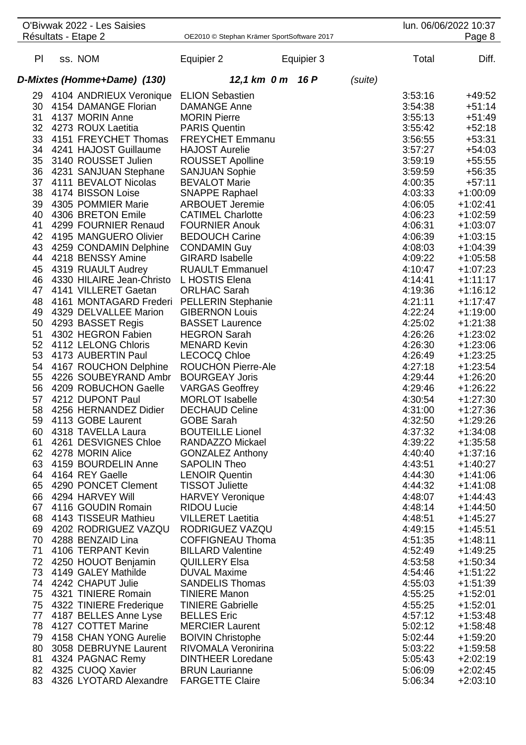O'Bivwak 2022 - Les Saisies

Résultats - Etape 2

| Pl | ss. NOM | Equipier 2 | Equipier 3 | Total | Diff. |
|---|---|---|---|---|---|
| **D-Mixtes (Homme+Dame) (130)** | | ***12,1 km 0 m 16 P*** | *(suite)* | | |
| 29 | 4104 ANDRIEUX Veronique | ELION Sebastien | | 3:53:16 | +49:52 |
| 30 | 4154 DAMANGE Florian | DAMANGE Anne | | 3:54:38 | +51:14 |
| 31 | 4137 MORIN Anne | MORIN Pierre | | 3:55:13 | +51:49 |
| 32 | 4273 ROUX Laetitia | PARIS Quentin | | 3:55:42 | +52:18 |
| 33 | 4151 FREYCHET Thomas | FREYCHET Emmanu | | 3:56:55 | +53:31 |
| 34 | 4241 HAJOST Guillaume | HAJOST Aurelie | | 3:57:27 | +54:03 |
| 35 | 3140 ROUSSET Julien | ROUSSET Apolline | | 3:59:19 | +55:55 |
| 36 | 4231 SANJUAN Stephane | SANJUAN Sophie | | 3:59:59 | +56:35 |
| 37 | 4111 BEVALOT Nicolas | BEVALOT Marie | | 4:00:35 | +57:11 |
| 38 | 4174 BISSON Loise | SNAPPE Raphael | | 4:03:33 | +1:00:09 |
| 39 | 4305 POMMIER Marie | ARBOUET Jeremie | | 4:06:05 | +1:02:41 |
| 40 | 4306 BRETON Emile | CATIMEL Charlotte | | 4:06:23 | +1:02:59 |
| 41 | 4299 FOURNIER Renaud | FOURNIER Anouk | | 4:06:31 | +1:03:07 |
| 42 | 4195 MANGUERO Olivier | BEDOUCH Carine | | 4:06:39 | +1:03:15 |
| 43 | 4259 CONDAMIN Delphine | CONDAMIN Guy | | 4:08:03 | +1:04:39 |
| 44 | 4218 BENSSY Amine | GIRARD Isabelle | | 4:09:22 | +1:05:58 |
| 45 | 4319 RUAULT Audrey | RUAULT Emmanuel | | 4:10:47 | +1:07:23 |
| 46 | 4330 HILAIRE Jean-Christo | L HOSTIS Elena | | 4:14:41 | +1:11:17 |
| 47 | 4141 VILLERET Gaetan | ORLHAC Sarah | | 4:19:36 | +1:16:12 |
| 48 | 4161 MONTAGARD Frederi | PELLERIN Stephanie | | 4:21:11 | +1:17:47 |
| 49 | 4329 DELVALLEE Marion | GIBERNON Louis | | 4:22:24 | +1:19:00 |
| 50 | 4293 BASSET Regis | BASSET Laurence | | 4:25:02 | +1:21:38 |
| 51 | 4302 HEGRON Fabien | HEGRON Sarah | | 4:26:26 | +1:23:02 |
| 52 | 4112 LELONG Chloris | MENARD Kevin | | 4:26:30 | +1:23:06 |
| 53 | 4173 AUBERTIN Paul | LECOCQ Chloe | | 4:26:49 | +1:23:25 |
| 54 | 4167 ROUCHON Delphine | ROUCHON Pierre-Ale | | 4:27:18 | +1:23:54 |
| 55 | 4226 SOUBEYRAND Ambr | BOURGEAY Joris | | 4:29:44 | +1:26:20 |
| 56 | 4209 ROBUCHON Gaelle | VARGAS Geoffrey | | 4:29:46 | +1:26:22 |
| 57 | 4212 DUPONT Paul | MORLOT Isabelle | | 4:30:54 | +1:27:30 |
| 58 | 4256 HERNANDEZ Didier | DECHAUD Celine | | 4:31:00 | +1:27:36 |
| 59 | 4113 GOBE Laurent | GOBE Sarah | | 4:32:50 | +1:29:26 |
| 60 | 4318 TAVELLA Laura | BOUTEILLE Lionel | | 4:37:32 | +1:34:08 |
| 61 | 4261 DESVIGNES Chloe | RANDAZZO Mickael | | 4:39:22 | +1:35:58 |
| 62 | 4278 MORIN Alice | GONZALEZ Anthony | | 4:40:40 | +1:37:16 |
| 63 | 4159 BOURDELIN Anne | SAPOLIN Theo | | 4:43:51 | +1:40:27 |
| 64 | 4164 REY Gaelle | LENOIR Quentin | | 4:44:30 | +1:41:06 |
| 65 | 4290 PONCET Clement | TISSOT Juliette | | 4:44:32 | +1:41:08 |
| 66 | 4294 HARVEY Will | HARVEY Veronique | | 4:48:07 | +1:44:43 |
| 67 | 4116 GOUDIN Romain | RIDOU Lucie | | 4:48:14 | +1:44:50 |
| 68 | 4143 TISSEUR Mathieu | VILLERET Laetitia | | 4:48:51 | +1:45:27 |
| 69 | 4202 RODRIGUEZ VAZQU | RODRIGUEZ VAZQU | | 4:49:15 | +1:45:51 |
| 70 | 4288 BENZAID Lina | COFFIGNEAU Thoma | | 4:51:35 | +1:48:11 |
| 71 | 4106 TERPANT Kevin | BILLARD Valentine | | 4:52:49 | +1:49:25 |
| 72 | 4250 HOUOT Benjamin | QUILLERY Elsa | | 4:53:58 | +1:50:34 |
| 73 | 4149 GALEY Mathilde | DUVAL Maxime | | 4:54:46 | +1:51:22 |
| 74 | 4242 CHAPUT Julie | SANDELIS Thomas | | 4:55:03 | +1:51:39 |
| 75 | 4321 TINIERE Romain | TINIERE Manon | | 4:55:25 | +1:52:01 |
| 75 | 4322 TINIERE Frederique | TINIERE Gabrielle | | 4:55:25 | +1:52:01 |
| 77 | 4187 BELLES Anne Lyse | BELLES Eric | | 4:57:12 | +1:53:48 |
| 78 | 4127 COTTET Marine | MERCIER Laurent | | 5:02:12 | +1:58:48 |
| 79 | 4158 CHAN YONG Aurelie | BOIVIN Christophe | | 5:02:44 | +1:59:20 |
| 80 | 3058 DEBRUYNE Laurent | RIVOMALA Veronirina | | 5:03:22 | +1:59:58 |
| 81 | 4324 PAGNAC Remy | DINTHEER Loredane | | 5:05:43 | +2:02:19 |
| 82 | 4325 CUOQ Xavier | BRUN Laurianne | | 5:06:09 | +2:02:45 |
| 83 | 4326 LYOTARD Alexandre | FARGETTE Claire | | 5:06:34 | +2:03:10 |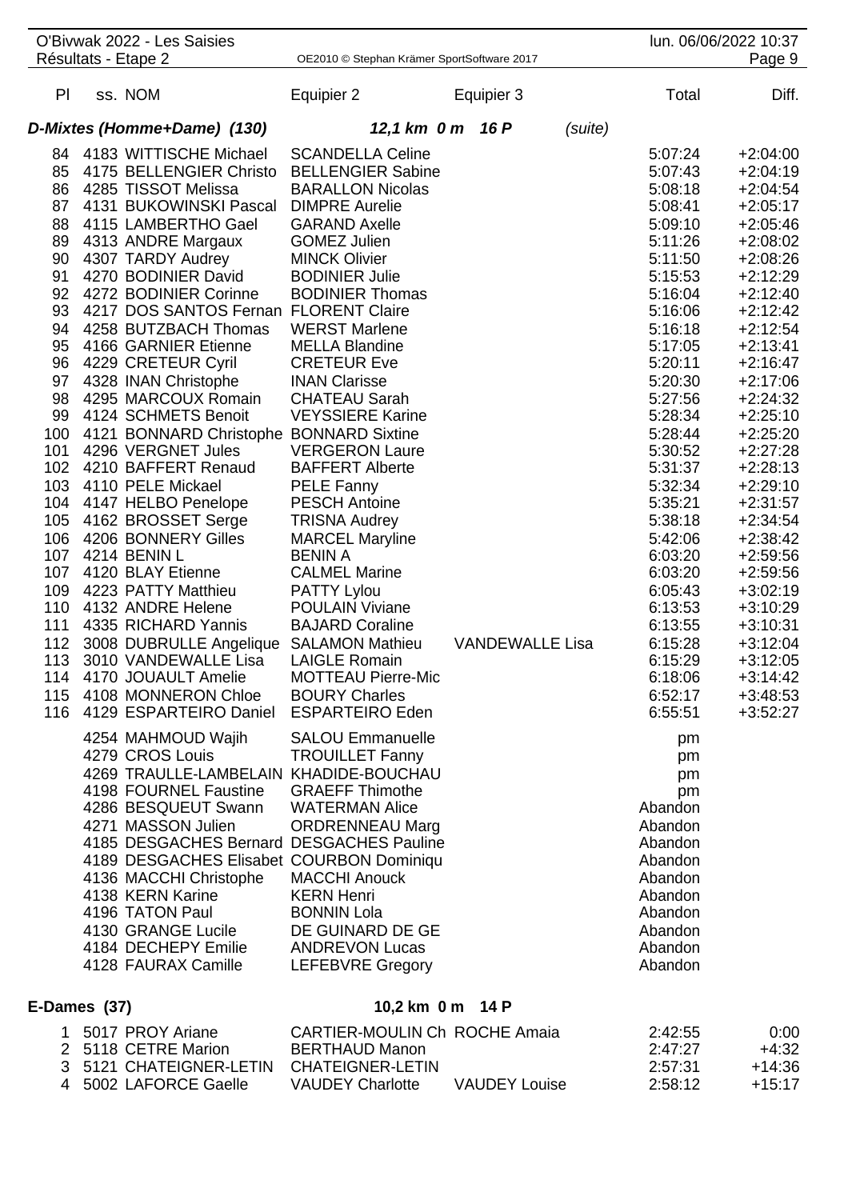| Pl | ss. NOM | Equipier 2 | Equipier 3 | Total | Diff. |
|---|---|---|---|---|---|
| ***D-Mixtes (Homme+Dame) (130)*** | | ***12,1 km 0 m 16 P*** | *(suite)* | | |
| 84 | 4183 WITTISCHE Michael | SCANDELLA Celine | | 5:07:24 | +2:04:00 |
| 85 | 4175 BELLENGIER Christo | BELLENGIER Sabine | | 5:07:43 | +2:04:19 |
| 86 | 4285 TISSOT Melissa | BARALLON Nicolas | | 5:08:18 | +2:04:54 |
| 87 | 4131 BUKOWINSKI Pascal | DIMPRE Aurelie | | 5:08:41 | +2:05:17 |
| 88 | 4115 LAMBERTHO Gael | GARAND Axelle | | 5:09:10 | +2:05:46 |
| 89 | 4313 ANDRE Margaux | GOMEZ Julien | | 5:11:26 | +2:08:02 |
| 90 | 4307 TARDY Audrey | MINCK Olivier | | 5:11:50 | +2:08:26 |
| 91 | 4270 BODINIER David | BODINIER Julie | | 5:15:53 | +2:12:29 |
| 92 | 4272 BODINIER Corinne | BODINIER Thomas | | 5:16:04 | +2:12:40 |
| 93 | 4217 DOS SANTOS Fernan | FLORENT Claire | | 5:16:06 | +2:12:42 |
| 94 | 4258 BUTZBACH Thomas | WERST Marlene | | 5:16:18 | +2:12:54 |
| 95 | 4166 GARNIER Etienne | MELLA Blandine | | 5:17:05 | +2:13:41 |
| 96 | 4229 CRETEUR Cyril | CRETEUR Eve | | 5:20:11 | +2:16:47 |
| 97 | 4328 INAN Christophe | INAN Clarisse | | 5:20:30 | +2:17:06 |
| 98 | 4295 MARCOUX Romain | CHATEAU Sarah | | 5:27:56 | +2:24:32 |
| 99 | 4124 SCHMETS Benoit | VEYSSIERE Karine | | 5:28:34 | +2:25:10 |
| 100 | 4121 BONNARD Christophe | BONNARD Sixtine | | 5:28:44 | +2:25:20 |
| 101 | 4296 VERGNET Jules | VERGERON Laure | | 5:30:52 | +2:27:28 |
| 102 | 4210 BAFFERT Renaud | BAFFERT Alberte | | 5:31:37 | +2:28:13 |
| 103 | 4110 PELE Mickael | PELE Fanny | | 5:32:34 | +2:29:10 |
| 104 | 4147 HELBO Penelope | PESCH Antoine | | 5:35:21 | +2:31:57 |
| 105 | 4162 BROSSET Serge | TRISNA Audrey | | 5:38:18 | +2:34:54 |
| 106 | 4206 BONNERY Gilles | MARCEL Maryline | | 5:42:06 | +2:38:42 |
| 107 | 4214 BENIN L | BENIN A | | 6:03:20 | +2:59:56 |
| 107 | 4120 BLAY Etienne | CALMEL Marine | | 6:03:20 | +2:59:56 |
| 109 | 4223 PATTY Matthieu | PATTY Lylou | | 6:05:43 | +3:02:19 |
| 110 | 4132 ANDRE Helene | POULAIN Viviane | | 6:13:53 | +3:10:29 |
| 111 | 4335 RICHARD Yannis | BAJARD Coraline | | 6:13:55 | +3:10:31 |
| 112 | 3008 DUBRULLE Angelique | SALAMON Mathieu | VANDEWALLE Lisa | 6:15:28 | +3:12:04 |
| 113 | 3010 VANDEWALLE Lisa | LAIGLE Romain | | 6:15:29 | +3:12:05 |
| 114 | 4170 JOUAULT Amelie | MOTTEAU Pierre-Mic | | 6:18:06 | +3:14:42 |
| 115 | 4108 MONNERON Chloe | BOURY Charles | | 6:52:17 | +3:48:53 |
| 116 | 4129 ESPARTEIRO Daniel | ESPARTEIRO Eden | | 6:55:51 | +3:52:27 |
| | 4254 MAHMOUD Wajih | SALOU Emmanuelle | | pm | |
| | 4279 CROS Louis | TROUILLET Fanny | | pm | |
| | 4269 TRAULLE-LAMBELAIN | KHADIDE-BOUCHAU | | pm | |
| | 4198 FOURNEL Faustine | GRAEFF Thimothe | | pm | |
| | 4286 BESQUEUT Swann | WATERMAN Alice | | Abandon | |
| | 4271 MASSON Julien | ORDRENNEAU Marg | | Abandon | |
| | 4185 DESGACHES Bernard | DESGACHES Pauline | | Abandon | |
| | 4189 DESGACHES Elisabet | COURBON Dominiqu | | Abandon | |
| | 4136 MACCHI Christophe | MACCHI Anouck | | Abandon | |
| | 4138 KERN Karine | KERN Henri | | Abandon | |
| | 4196 TATON Paul | BONNIN Lola | | Abandon | |
| | 4130 GRANGE Lucile | DE GUINARD DE GE | | Abandon | |
| | 4184 DECHEPY Emilie | ANDREVON Lucas | | Abandon | |
| | 4128 FAURAX Camille | LEFEBVRE Gregory | | Abandon | |
| **E-Dames (37)** | | **10,2 km 0 m 14 P** | | | |
| 1 | 5017 PROY Ariane | CARTIER-MOULIN Ch | ROCHE Amaia | 2:42:55 | 0:00 |
| 2 | 5118 CETRE Marion | BERTHAUD Manon | | 2:47:27 | +4:32 |
| 3 | 5121 CHATEIGNER-LETIN | CHATEIGNER-LETIN | | 2:57:31 | +14:36 |
| 4 | 5002 LAFORCE Gaelle | VAUDEY Charlotte | VAUDEY Louise | 2:58:12 | +15:17 |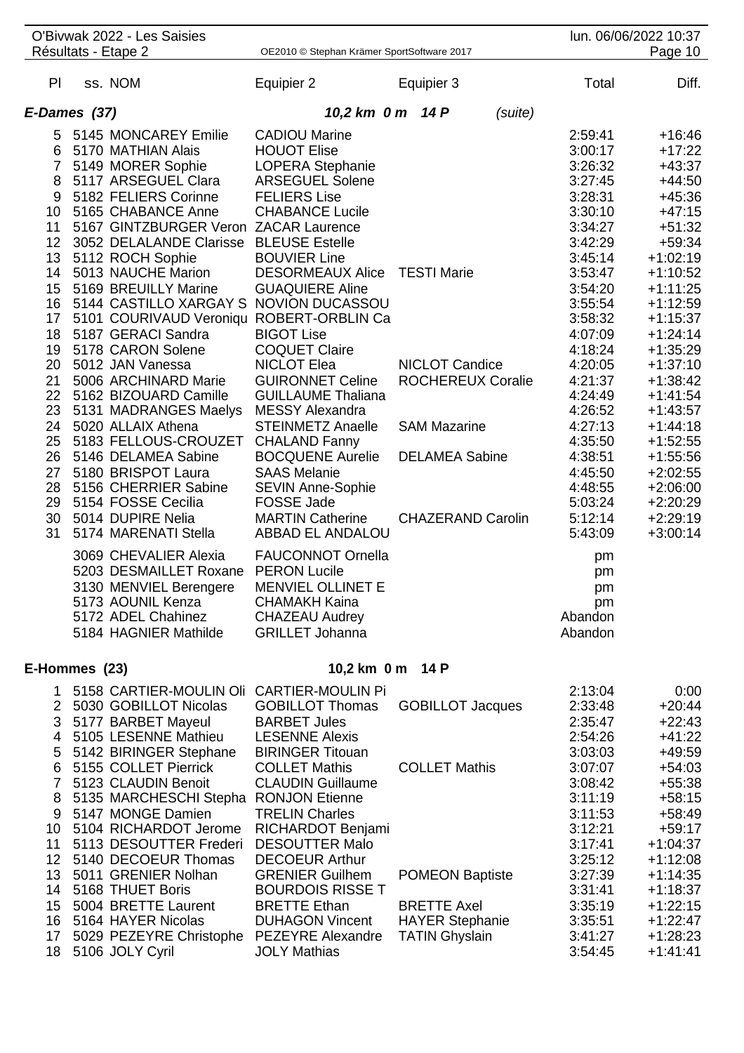O'Bivwak 2022 - Les Saisies
Résultats - Etape 2

## E-Dames (37) — 10,2 km 0 m 14 P (suite)

| Pl | ss. | NOM | Equipier 2 | Equipier 3 | Total | Diff. |
|---|---|---|---|---|---|---|
| 5 | 5145 | MONCAREY Emilie | CADIOU Marine | | 2:59:41 | +16:46 |
| 6 | 5170 | MATHIAN Alais | HOUOT Elise | | 3:00:17 | +17:22 |
| 7 | 5149 | MORER Sophie | LOPERA Stephanie | | 3:26:32 | +43:37 |
| 8 | 5117 | ARSEGUEL Clara | ARSEGUEL Solene | | 3:27:45 | +44:50 |
| 9 | 5182 | FELIERS Corinne | FELIERS Lise | | 3:28:31 | +45:36 |
| 10 | 5165 | CHABANCE Anne | CHABANCE Lucile | | 3:30:10 | +47:15 |
| 11 | 5167 | GINTZBURGER Veron | ZACAR Laurence | | 3:34:27 | +51:32 |
| 12 | 3052 | DELALANDE Clarisse | BLEUSE Estelle | | 3:42:29 | +59:34 |
| 13 | 5112 | ROCH Sophie | BOUVIER Line | | 3:45:14 | +1:02:19 |
| 14 | 5013 | NAUCHE Marion | DESORMEAUX Alice | TESTI Marie | 3:53:47 | +1:10:52 |
| 15 | 5169 | BREUILLY Marine | GUAQUIERE Aline | | 3:54:20 | +1:11:25 |
| 16 | 5144 | CASTILLO XARGAY S | NOVION DUCASSOU | | 3:55:54 | +1:12:59 |
| 17 | 5101 | COURIVAUD Veroniqu | ROBERT-ORBLIN Ca | | 3:58:32 | +1:15:37 |
| 18 | 5187 | GERACI Sandra | BIGOT Lise | | 4:07:09 | +1:24:14 |
| 19 | 5178 | CARON Solene | COQUET Claire | | 4:18:24 | +1:35:29 |
| 20 | 5012 | JAN Vanessa | NICLOT Elea | NICLOT Candice | 4:20:05 | +1:37:10 |
| 21 | 5006 | ARCHINARD Marie | GUIRONNET Celine | ROCHEREUX Coralie | 4:21:37 | +1:38:42 |
| 22 | 5162 | BIZOUARD Camille | GUILLAUME Thaliana | | 4:24:49 | +1:41:54 |
| 23 | 5131 | MADRANGES Maelys | MESSY Alexandra | | 4:26:52 | +1:43:57 |
| 24 | 5020 | ALLAIX Athena | STEINMETZ Anaelle | SAM Mazarine | 4:27:13 | +1:44:18 |
| 25 | 5183 | FELLOUS-CROUZET | CHALAND Fanny | | 4:35:50 | +1:52:55 |
| 26 | 5146 | DELAMEA Sabine | BOCQUENE Aurelie | DELAMEA Sabine | 4:38:51 | +1:55:56 |
| 27 | 5180 | BRISPOT Laura | SAAS Melanie | | 4:45:50 | +2:02:55 |
| 28 | 5156 | CHERRIER Sabine | SEVIN Anne-Sophie | | 4:48:55 | +2:06:00 |
| 29 | 5154 | FOSSE Cecilia | FOSSE Jade | | 5:03:24 | +2:20:29 |
| 30 | 5014 | DUPIRE Nelia | MARTIN Catherine | CHAZERAND Carolin | 5:12:14 | +2:29:19 |
| 31 | 5174 | MARENATI Stella | ABBAD EL ANDALOU | | 5:43:09 | +3:00:14 |
| | 3069 | CHEVALIER Alexia | FAUCONNOT Ornella | | pm | |
| | 5203 | DESMAILLET Roxane | PERON Lucile | | pm | |
| | 3130 | MENVIEL Berengere | MENVIEL OLLINET E | | pm | |
| | 5173 | AOUNIL Kenza | CHAMAKH Kaina | | pm | |
| | 5172 | ADEL Chahinez | CHAZEAU Audrey | | Abandon | |
| | 5184 | HAGNIER Mathilde | GRILLET Johanna | | Abandon | |

## E-Hommes (23) — 10,2 km 0 m 14 P

| Pl | ss. | NOM | Equipier 2 | Equipier 3 | Total | Diff. |
|---|---|---|---|---|---|---|
| 1 | 5158 | CARTIER-MOULIN Oli | CARTIER-MOULIN Pi | | 2:13:04 | 0:00 |
| 2 | 5030 | GOBILLOT Nicolas | GOBILLOT Thomas | GOBILLOT Jacques | 2:33:48 | +20:44 |
| 3 | 5177 | BARBET Mayeul | BARBET Jules | | 2:35:47 | +22:43 |
| 4 | 5105 | LESENNE Mathieu | LESENNE Alexis | | 2:54:26 | +41:22 |
| 5 | 5142 | BIRINGER Stephane | BIRINGER Titouan | | 3:03:03 | +49:59 |
| 6 | 5155 | COLLET Pierrick | COLLET Mathis | COLLET Mathis | 3:07:07 | +54:03 |
| 7 | 5123 | CLAUDIN Benoit | CLAUDIN Guillaume | | 3:08:42 | +55:38 |
| 8 | 5135 | MARCHESCHI Stepha | RONJON Etienne | | 3:11:19 | +58:15 |
| 9 | 5147 | MONGE Damien | TRELIN Charles | | 3:11:53 | +58:49 |
| 10 | 5104 | RICHARDOT Jerome | RICHARDOT Benjami | | 3:12:21 | +59:17 |
| 11 | 5113 | DESOUTTER Frederi | DESOUTTER Malo | | 3:17:41 | +1:04:37 |
| 12 | 5140 | DECOEUR Thomas | DECOEUR Arthur | | 3:25:12 | +1:12:08 |
| 13 | 5011 | GRENIER Nolhan | GRENIER Guilhem | POMEON Baptiste | 3:27:39 | +1:14:35 |
| 14 | 5168 | THUET Boris | BOURDOIS RISSE T | | 3:31:41 | +1:18:37 |
| 15 | 5004 | BRETTE Laurent | BRETTE Ethan | BRETTE Axel | 3:35:19 | +1:22:15 |
| 16 | 5164 | HAYER Nicolas | DUHAGON Vincent | HAYER Stephanie | 3:35:51 | +1:22:47 |
| 17 | 5029 | PEZEYRE Christophe | PEZEYRE Alexandre | TATIN Ghyslain | 3:41:27 | +1:28:23 |
| 18 | 5106 | JOLY Cyril | JOLY Mathias | | 3:54:45 | +1:41:41 |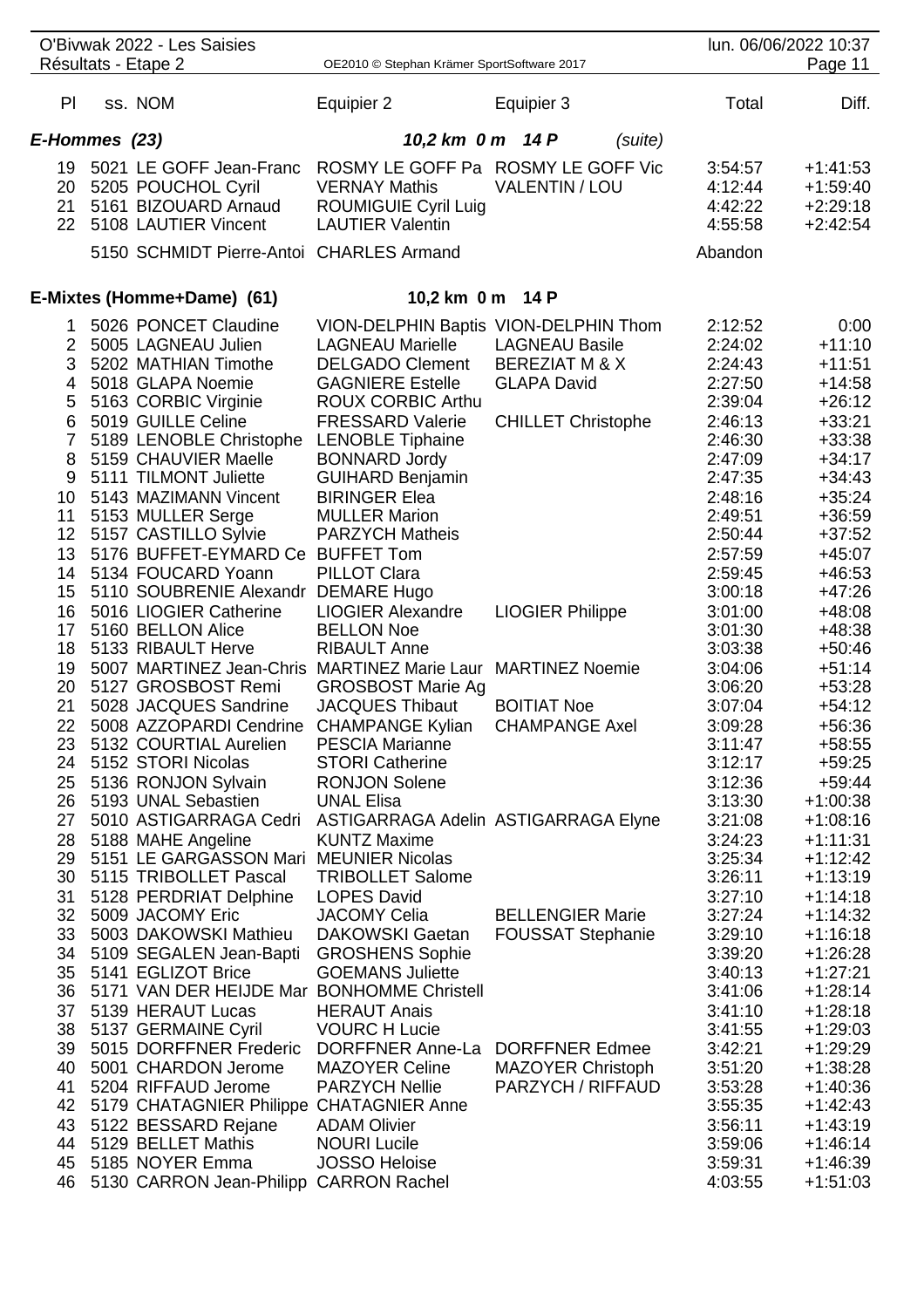| Pl | ss. NOM | Equipier 2 | Equipier 3 | Total | Diff. |
|---|---|---|---|---|---|
| **E-Hommes (23)** | | **10,2 km 0 m 14 P** | (suite) | | |
| 19 | 5021 LE GOFF Jean-Franc | ROSMY LE GOFF Pa | ROSMY LE GOFF Vic | 3:54:57 | +1:41:53 |
| 20 | 5205 POUCHOL Cyril | VERNAY Mathis | VALENTIN / LOU | 4:12:44 | +1:59:40 |
| 21 | 5161 BIZOUARD Arnaud | ROUMIGUIE Cyril Luig | | 4:42:22 | +2:29:18 |
| 22 | 5108 LAUTIER Vincent | LAUTIER Valentin | | 4:55:58 | +2:42:54 |
| | 5150 SCHMIDT Pierre-Antoi | CHARLES Armand | | Abandon | |
| **E-Mixtes (Homme+Dame) (61)** | | **10,2 km 0 m 14 P** | | | |
| 1 | 5026 PONCET Claudine | VION-DELPHIN Baptis | VION-DELPHIN Thom | 2:12:52 | 0:00 |
| 2 | 5005 LAGNEAU Julien | LAGNEAU Marielle | LAGNEAU Basile | 2:24:02 | +11:10 |
| 3 | 5202 MATHIAN Timothe | DELGADO Clement | BEREZIAT M & X | 2:24:43 | +11:51 |
| 4 | 5018 GLAPA Noemie | GAGNIERE Estelle | GLAPA David | 2:27:50 | +14:58 |
| 5 | 5163 CORBIC Virginie | ROUX CORBIC Arthu | | 2:39:04 | +26:12 |
| 6 | 5019 GUILLE Celine | FRESSARD Valerie | CHILLET Christophe | 2:46:13 | +33:21 |
| 7 | 5189 LENOBLE Christophe | LENOBLE Tiphaine | | 2:46:30 | +33:38 |
| 8 | 5159 CHAUVIER Maelle | BONNARD Jordy | | 2:47:09 | +34:17 |
| 9 | 5111 TILMONT Juliette | GUIHARD Benjamin | | 2:47:35 | +34:43 |
| 10 | 5143 MAZIMANN Vincent | BIRINGER Elea | | 2:48:16 | +35:24 |
| 11 | 5153 MULLER Serge | MULLER Marion | | 2:49:51 | +36:59 |
| 12 | 5157 CASTILLO Sylvie | PARZYCH Matheis | | 2:50:44 | +37:52 |
| 13 | 5176 BUFFET-EYMARD Ce | BUFFET Tom | | 2:57:59 | +45:07 |
| 14 | 5134 FOUCARD Yoann | PILLOT Clara | | 2:59:45 | +46:53 |
| 15 | 5110 SOUBRENIE Alexandr | DEMARE Hugo | | 3:00:18 | +47:26 |
| 16 | 5016 LIOGIER Catherine | LIOGIER Alexandre | LIOGIER Philippe | 3:01:00 | +48:08 |
| 17 | 5160 BELLON Alice | BELLON Noe | | 3:01:30 | +48:38 |
| 18 | 5133 RIBAULT Herve | RIBAULT Anne | | 3:03:38 | +50:46 |
| 19 | 5007 MARTINEZ Jean-Chris | MARTINEZ Marie Laur | MARTINEZ Noemie | 3:04:06 | +51:14 |
| 20 | 5127 GROSBOST Remi | GROSBOST Marie Ag | | 3:06:20 | +53:28 |
| 21 | 5028 JACQUES Sandrine | JACQUES Thibaut | BOITIAT Noe | 3:07:04 | +54:12 |
| 22 | 5008 AZZOPARDI Cendrine | CHAMPANGE Kylian | CHAMPANGE Axel | 3:09:28 | +56:36 |
| 23 | 5132 COURTIAL Aurelien | PESCIA Marianne | | 3:11:47 | +58:55 |
| 24 | 5152 STORI Nicolas | STORI Catherine | | 3:12:17 | +59:25 |
| 25 | 5136 RONJON Sylvain | RONJON Solene | | 3:12:36 | +59:44 |
| 26 | 5193 UNAL Sebastien | UNAL Elisa | | 3:13:30 | +1:00:38 |
| 27 | 5010 ASTIGARRAGA Cedri | ASTIGARRAGA Adelin | ASTIGARRAGA Elyne | 3:21:08 | +1:08:16 |
| 28 | 5188 MAHE Angeline | KUNTZ Maxime | | 3:24:23 | +1:11:31 |
| 29 | 5151 LE GARGASSON Mari | MEUNIER Nicolas | | 3:25:34 | +1:12:42 |
| 30 | 5115 TRIBOLLET Pascal | TRIBOLLET Salome | | 3:26:11 | +1:13:19 |
| 31 | 5128 PERDRIAT Delphine | LOPES David | | 3:27:10 | +1:14:18 |
| 32 | 5009 JACOMY Eric | JACOMY Celia | BELLENGIER Marie | 3:27:24 | +1:14:32 |
| 33 | 5003 DAKOWSKI Mathieu | DAKOWSKI Gaetan | FOUSSAT Stephanie | 3:29:10 | +1:16:18 |
| 34 | 5109 SEGALEN Jean-Bapti | GROSHENS Sophie | | 3:39:20 | +1:26:28 |
| 35 | 5141 EGLIZOT Brice | GOEMANS Juliette | | 3:40:13 | +1:27:21 |
| 36 | 5171 VAN DER HEIJDE Mar | BONHOMME Christell | | 3:41:06 | +1:28:14 |
| 37 | 5139 HERAUT Lucas | HERAUT Anais | | 3:41:10 | +1:28:18 |
| 38 | 5137 GERMAINE Cyril | VOURC H Lucie | | 3:41:55 | +1:29:03 |
| 39 | 5015 DORFFNER Frederic | DORFFNER Anne-La | DORFFNER Edmee | 3:42:21 | +1:29:29 |
| 40 | 5001 CHARDON Jerome | MAZOYER Celine | MAZOYER Christoph | 3:51:20 | +1:38:28 |
| 41 | 5204 RIFFAUD Jerome | PARZYCH Nellie | PARZYCH / RIFFAUD | 3:53:28 | +1:40:36 |
| 42 | 5179 CHATAGNIER Philippe | CHATAGNIER Anne | | 3:55:35 | +1:42:43 |
| 43 | 5122 BESSARD Rejane | ADAM Olivier | | 3:56:11 | +1:43:19 |
| 44 | 5129 BELLET Mathis | NOURI Lucile | | 3:59:06 | +1:46:14 |
| 45 | 5185 NOYER Emma | JOSSO Heloise | | 3:59:31 | +1:46:39 |
| 46 | 5130 CARRON Jean-Philipp | CARRON Rachel | | 4:03:55 | +1:51:03 |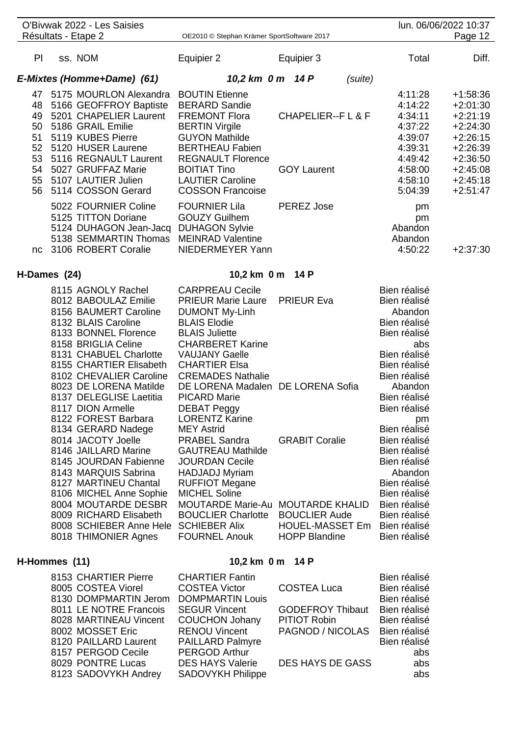| Pl | ss. NOM | Equipier 2 | Equipier 3 | Total | Diff. |
|---|---|---|---|---|---|
| ***E-Mixtes (Homme+Dame) (61)*** | | ***10,2 km 0 m 14 P*** | ***(suite)*** | | |
| 47 | 5175 MOURLON Alexandra | BOUTIN Etienne | | 4:11:28 | +1:58:36 |
| 48 | 5166 GEOFFROY Baptiste | BERARD Sandie | | 4:14:22 | +2:01:30 |
| 49 | 5201 CHAPELIER Laurent | FREMONT Flora | CHAPELIER--F L & F | 4:34:11 | +2:21:19 |
| 50 | 5186 GRAIL Emilie | BERTIN Virgile | | 4:37:22 | +2:24:30 |
| 51 | 5119 KUBES Pierre | GUYON Mathilde | | 4:39:07 | +2:26:15 |
| 52 | 5120 HUSER Laurene | BERTHEAU Fabien | | 4:39:31 | +2:26:39 |
| 53 | 5116 REGNAULT Laurent | REGNAULT Florence | | 4:49:42 | +2:36:50 |
| 54 | 5027 GRUFFAZ Marie | BOITIAT Tino | GOY Laurent | 4:58:00 | +2:45:08 |
| 55 | 5107 LAUTIER Julien | LAUTIER Caroline | | 4:58:10 | +2:45:18 |
| 56 | 5114 COSSON Gerard | COSSON Francoise | | 5:04:39 | +2:51:47 |
| | 5022 FOURNIER Coline | FOURNIER Lila | PEREZ Jose | pm | |
| | 5125 TITTON Doriane | GOUZY Guilhem | | pm | |
| | 5124 DUHAGON Jean-Jacq | DUHAGON Sylvie | | Abandon | |
| | 5138 SEMMARTIN Thomas | MEINRAD Valentine | | Abandon | |
| nc | 3106 ROBERT Coralie | NIEDERMEYER Yann | | 4:50:22 | +2:37:30 |
| **H-Dames (24)** | | **10,2 km 0 m 14 P** | | | |
| | 8115 AGNOLY Rachel | CARPREAU Cecile | | Bien réalisé | |
| | 8012 BABOULAZ Emilie | PRIEUR Marie Laure | PRIEUR Eva | Bien réalisé | |
| | 8156 BAUMERT Caroline | DUMONT My-Linh | | Abandon | |
| | 8132 BLAIS Caroline | BLAIS Elodie | | Bien réalisé | |
| | 8133 BONNEL Florence | BLAIS Juliette | | Bien réalisé | |
| | 8158 BRIGLIA Celine | CHARBERET Karine | | abs | |
| | 8131 CHABUEL Charlotte | VAUJANY Gaelle | | Bien réalisé | |
| | 8155 CHARTIER Elisabeth | CHARTIER Elsa | | Bien réalisé | |
| | 8102 CHEVALIER Caroline | CREMADES Nathalie | | Bien réalisé | |
| | 8023 DE LORENA Matilde | DE LORENA Madalen | DE LORENA Sofia | Abandon | |
| | 8137 DELEGLISE Laetitia | PICARD Marie | | Bien réalisé | |
| | 8117 DION Armelle | DEBAT Peggy | | Bien réalisé | |
| | 8122 FOREST Barbara | LORENTZ Karine | | pm | |
| | 8134 GERARD Nadege | MEY Astrid | | Bien réalisé | |
| | 8014 JACOTY Joelle | PRABEL Sandra | GRABIT Coralie | Bien réalisé | |
| | 8146 JAILLARD Marine | GAUTREAU Mathilde | | Bien réalisé | |
| | 8145 JOURDAN Fabienne | JOURDAN Cecile | | Bien réalisé | |
| | 8143 MARQUIS Sabrina | HADJADJ Myriam | | Abandon | |
| | 8127 MARTINEU Chantal | RUFFIOT Megane | | Bien réalisé | |
| | 8106 MICHEL Anne Sophie | MICHEL Soline | | Bien réalisé | |
| | 8004 MOUTARDE DESBR | MOUTARDE Marie-Au | MOUTARDE KHALID | Bien réalisé | |
| | 8009 RICHARD Elisabeth | BOUCLIER Charlotte | BOUCLIER Aude | Bien réalisé | |
| | 8008 SCHIEBER Anne Hele | SCHIEBER Alix | HOUEL-MASSET Em | Bien réalisé | |
| | 8018 THIMONIER Agnes | FOURNEL Anouk | HOPP Blandine | Bien réalisé | |
| **H-Hommes (11)** | | **10,2 km 0 m 14 P** | | | |
| | 8153 CHARTIER Pierre | CHARTIER Fantin | | Bien réalisé | |
| | 8005 COSTEA Viorel | COSTEA Victor | COSTEA Luca | Bien réalisé | |
| | 8130 DOMPMARTIN Jerom | DOMPMARTIN Louis | | Bien réalisé | |
| | 8011 LE NOTRE Francois | SEGUR Vincent | GODEFROY Thibaut | Bien réalisé | |
| | 8028 MARTINEAU Vincent | COUCHON Johany | PITIOT Robin | Bien réalisé | |
| | 8002 MOSSET Eric | RENOU Vincent | PAGNOD / NICOLAS | Bien réalisé | |
| | 8120 PAILLARD Laurent | PAILLARD Palmyre | | Bien réalisé | |
| | 8157 PERGOD Cecile | PERGOD Arthur | | abs | |
| | 8029 PONTRE Lucas | DES HAYS Valerie | DES HAYS DE GASS | abs | |
| | 8123 SADOVYKH Andrey | SADOVYKH Philippe | | abs | |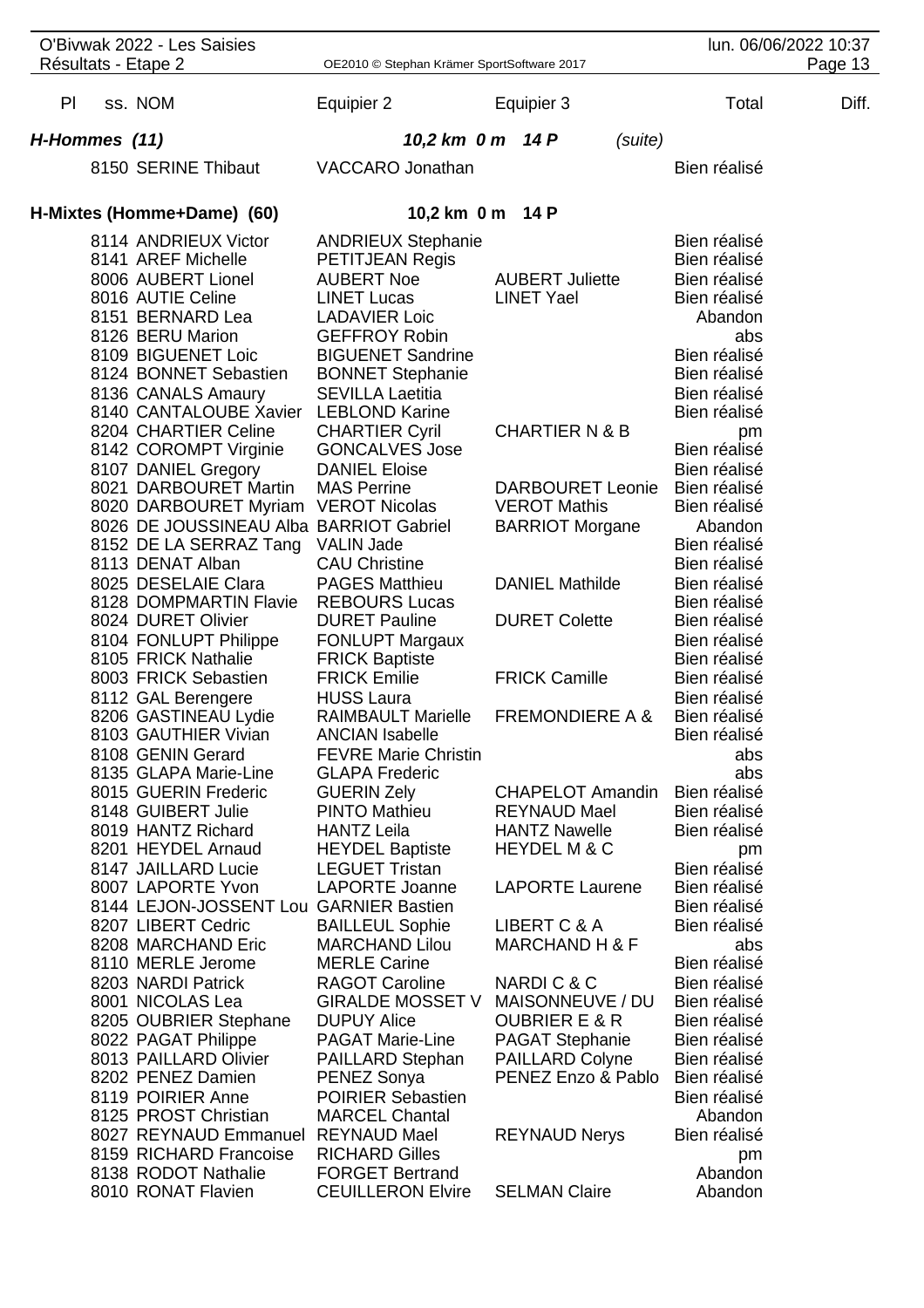| Pl | ss. NOM | Equipier 2 | Equipier 3 | Total | Diff. |
|---|---|---|---|---|---|
| **H-Hommes (11)** | | ***10,2 km 0 m 14 P*** | *(suite)* | | |
| | 8150 SERINE Thibaut | VACCARO Jonathan | | Bien réalisé | |
| **H-Mixtes (Homme+Dame) (60)** | | **10,2 km 0 m 14 P** | | | |
| | 8114 ANDRIEUX Victor | ANDRIEUX Stephanie | | Bien réalisé | |
| | 8141 AREF Michelle | PETITJEAN Regis | | Bien réalisé | |
| | 8006 AUBERT Lionel | AUBERT Noe | AUBERT Juliette | Bien réalisé | |
| | 8016 AUTIE Celine | LINET Lucas | LINET Yael | Bien réalisé | |
| | 8151 BERNARD Lea | LADAVIER Loic | | Abandon | |
| | 8126 BERU Marion | GEFFROY Robin | | abs | |
| | 8109 BIGUENET Loic | BIGUENET Sandrine | | Bien réalisé | |
| | 8124 BONNET Sebastien | BONNET Stephanie | | Bien réalisé | |
| | 8136 CANALS Amaury | SEVILLA Laetitia | | Bien réalisé | |
| | 8140 CANTALOUBE Xavier | LEBLOND Karine | | Bien réalisé | |
| | 8204 CHARTIER Celine | CHARTIER Cyril | CHARTIER N & B | pm | |
| | 8142 COROMPT Virginie | GONCALVES Jose | | Bien réalisé | |
| | 8107 DANIEL Gregory | DANIEL Eloise | | Bien réalisé | |
| | 8021 DARBOURET Martin | MAS Perrine | DARBOURET Leonie | Bien réalisé | |
| | 8020 DARBOURET Myriam | VEROT Nicolas | VEROT Mathis | Bien réalisé | |
| | 8026 DE JOUSSINEAU Alba | BARRIOT Gabriel | BARRIOT Morgane | Abandon | |
| | 8152 DE LA SERRAZ Tang | VALIN Jade | | Bien réalisé | |
| | 8113 DENAT Alban | CAU Christine | | Bien réalisé | |
| | 8025 DESELAIE Clara | PAGES Matthieu | DANIEL Mathilde | Bien réalisé | |
| | 8128 DOMPMARTIN Flavie | REBOURS Lucas | | Bien réalisé | |
| | 8024 DURET Olivier | DURET Pauline | DURET Colette | Bien réalisé | |
| | 8104 FONLUPT Philippe | FONLUPT Margaux | | Bien réalisé | |
| | 8105 FRICK Nathalie | FRICK Baptiste | | Bien réalisé | |
| | 8003 FRICK Sebastien | FRICK Emilie | FRICK Camille | Bien réalisé | |
| | 8112 GAL Berengere | HUSS Laura | | Bien réalisé | |
| | 8206 GASTINEAU Lydie | RAIMBAULT Marielle | FREMONDIERE A & | Bien réalisé | |
| | 8103 GAUTHIER Vivian | ANCIAN Isabelle | | Bien réalisé | |
| | 8108 GENIN Gerard | FEVRE Marie Christin | | abs | |
| | 8135 GLAPA Marie-Line | GLAPA Frederic | | abs | |
| | 8015 GUERIN Frederic | GUERIN Zely | CHAPELOT Amandin | Bien réalisé | |
| | 8148 GUIBERT Julie | PINTO Mathieu | REYNAUD Mael | Bien réalisé | |
| | 8019 HANTZ Richard | HANTZ Leila | HANTZ Nawelle | Bien réalisé | |
| | 8201 HEYDEL Arnaud | HEYDEL Baptiste | HEYDEL M & C | pm | |
| | 8147 JAILLARD Lucie | LEGUET Tristan | | Bien réalisé | |
| | 8007 LAPORTE Yvon | LAPORTE Joanne | LAPORTE Laurene | Bien réalisé | |
| | 8144 LEJON-JOSSENT Lou | GARNIER Bastien | | Bien réalisé | |
| | 8207 LIBERT Cedric | BAILLEUL Sophie | LIBERT C & A | Bien réalisé | |
| | 8208 MARCHAND Eric | MARCHAND Lilou | MARCHAND H & F | abs | |
| | 8110 MERLE Jerome | MERLE Carine | | Bien réalisé | |
| | 8203 NARDI Patrick | RAGOT Caroline | NARDI C & C | Bien réalisé | |
| | 8001 NICOLAS Lea | GIRALDE MOSSET V | MAISONNEUVE / DU | Bien réalisé | |
| | 8205 OUBRIER Stephane | DUPUY Alice | OUBRIER E & R | Bien réalisé | |
| | 8022 PAGAT Philippe | PAGAT Marie-Line | PAGAT Stephanie | Bien réalisé | |
| | 8013 PAILLARD Olivier | PAILLARD Stephan | PAILLARD Colyne | Bien réalisé | |
| | 8202 PENEZ Damien | PENEZ Sonya | PENEZ Enzo & Pablo | Bien réalisé | |
| | 8119 POIRIER Anne | POIRIER Sebastien | | Bien réalisé | |
| | 8125 PROST Christian | MARCEL Chantal | | Abandon | |
| | 8027 REYNAUD Emmanuel | REYNAUD Mael | REYNAUD Nerys | Bien réalisé | |
| | 8159 RICHARD Francoise | RICHARD Gilles | | pm | |
| | 8138 RODOT Nathalie | FORGET Bertrand | | Abandon | |
| | 8010 RONAT Flavien | CEUILLERON Elvire | SELMAN Claire | Abandon | |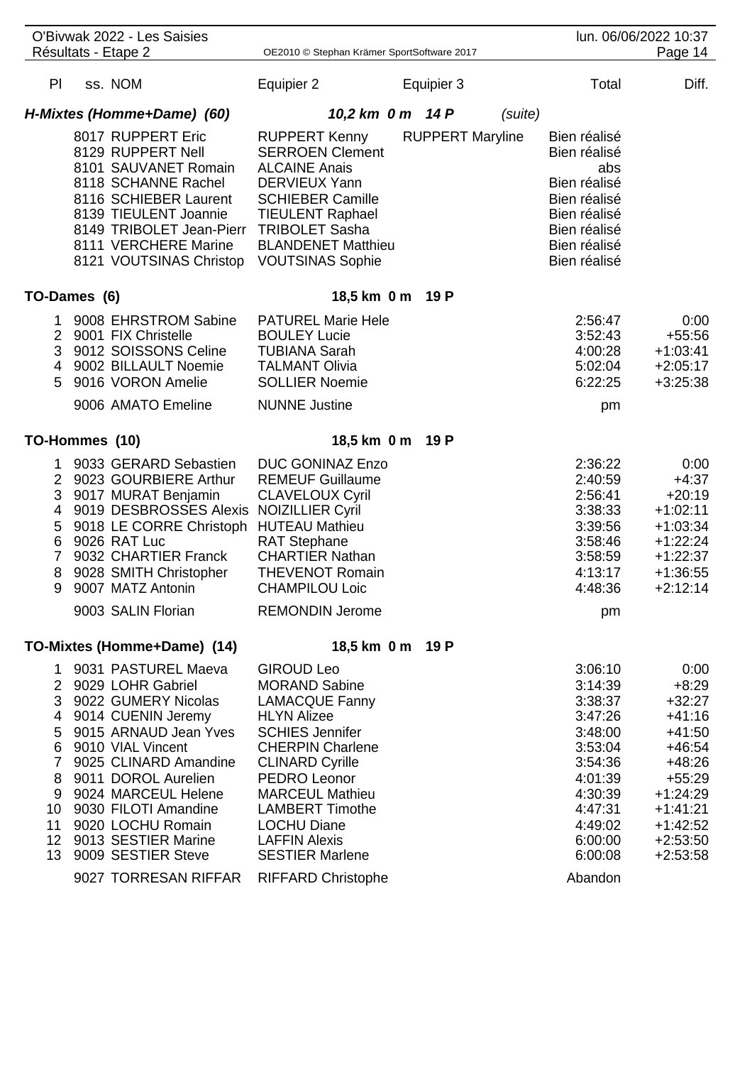| Pl | ss. NOM | Equipier 2 | Equipier 3 | Total | Diff. |
|---|---|---|---|---|---|
| ***H-Mixtes (Homme+Dame) (60)*** | | ***10,2 km 0 m 14 P*** | *(suite)* | | |
| | 8017 RUPPERT Eric | RUPPERT Kenny | RUPPERT Maryline | Bien réalisé | |
| | 8129 RUPPERT Nell | SERROEN Clement | | Bien réalisé | |
| | 8101 SAUVANET Romain | ALCAINE Anais | | abs | |
| | 8118 SCHANNE Rachel | DERVIEUX Yann | | Bien réalisé | |
| | 8116 SCHIEBER Laurent | SCHIEBER Camille | | Bien réalisé | |
| | 8139 TIEULENT Joannie | TIEULENT Raphael | | Bien réalisé | |
| | 8149 TRIBOLET Jean-Pierr | TRIBOLET Sasha | | Bien réalisé | |
| | 8111 VERCHERE Marine | BLANDENET Matthieu | | Bien réalisé | |
| | 8121 VOUTSINAS Christop | VOUTSINAS Sophie | | Bien réalisé | |
| **TO-Dames (6)** | | **18,5 km 0 m 19 P** | | | |
| 1 | 9008 EHRSTROM Sabine | PATUREL Marie Hele | | 2:56:47 | 0:00 |
| 2 | 9001 FIX Christelle | BOULEY Lucie | | 3:52:43 | +55:56 |
| 3 | 9012 SOISSONS Celine | TUBIANA Sarah | | 4:00:28 | +1:03:41 |
| 4 | 9002 BILLAULT Noemie | TALMANT Olivia | | 5:02:04 | +2:05:17 |
| 5 | 9016 VORON Amelie | SOLLIER Noemie | | 6:22:25 | +3:25:38 |
| | 9006 AMATO Emeline | NUNNE Justine | | pm | |
| **TO-Hommes (10)** | | **18,5 km 0 m 19 P** | | | |
| 1 | 9033 GERARD Sebastien | DUC GONINAZ Enzo | | 2:36:22 | 0:00 |
| 2 | 9023 GOURBIERE Arthur | REMEUF Guillaume | | 2:40:59 | +4:37 |
| 3 | 9017 MURAT Benjamin | CLAVELOUX Cyril | | 2:56:41 | +20:19 |
| 4 | 9019 DESBROSSES Alexis | NOIZILLIER Cyril | | 3:38:33 | +1:02:11 |
| 5 | 9018 LE CORRE Christoph | HUTEAU Mathieu | | 3:39:56 | +1:03:34 |
| 6 | 9026 RAT Luc | RAT Stephane | | 3:58:46 | +1:22:24 |
| 7 | 9032 CHARTIER Franck | CHARTIER Nathan | | 3:58:59 | +1:22:37 |
| 8 | 9028 SMITH Christopher | THEVENOT Romain | | 4:13:17 | +1:36:55 |
| 9 | 9007 MATZ Antonin | CHAMPILOU Loic | | 4:48:36 | +2:12:14 |
| | 9003 SALIN Florian | REMONDIN Jerome | | pm | |
| **TO-Mixtes (Homme+Dame) (14)** | | **18,5 km 0 m 19 P** | | | |
| 1 | 9031 PASTUREL Maeva | GIROUD Leo | | 3:06:10 | 0:00 |
| 2 | 9029 LOHR Gabriel | MORAND Sabine | | 3:14:39 | +8:29 |
| 3 | 9022 GUMERY Nicolas | LAMACQUE Fanny | | 3:38:37 | +32:27 |
| 4 | 9014 CUENIN Jeremy | HLYN Alizee | | 3:47:26 | +41:16 |
| 5 | 9015 ARNAUD Jean Yves | SCHIES Jennifer | | 3:48:00 | +41:50 |
| 6 | 9010 VIAL Vincent | CHERPIN Charlene | | 3:53:04 | +46:54 |
| 7 | 9025 CLINARD Amandine | CLINARD Cyrille | | 3:54:36 | +48:26 |
| 8 | 9011 DOROL Aurelien | PEDRO Leonor | | 4:01:39 | +55:29 |
| 9 | 9024 MARCEUL Helene | MARCEUL Mathieu | | 4:30:39 | +1:24:29 |
| 10 | 9030 FILOTI Amandine | LAMBERT Timothe | | 4:47:31 | +1:41:21 |
| 11 | 9020 LOCHU Romain | LOCHU Diane | | 4:49:02 | +1:42:52 |
| 12 | 9013 SESTIER Marine | LAFFIN Alexis | | 6:00:00 | +2:53:50 |
| 13 | 9009 SESTIER Steve | SESTIER Marlene | | 6:00:08 | +2:53:58 |
| | 9027 TORRESAN RIFFAR | RIFFARD Christophe | | Abandon | |